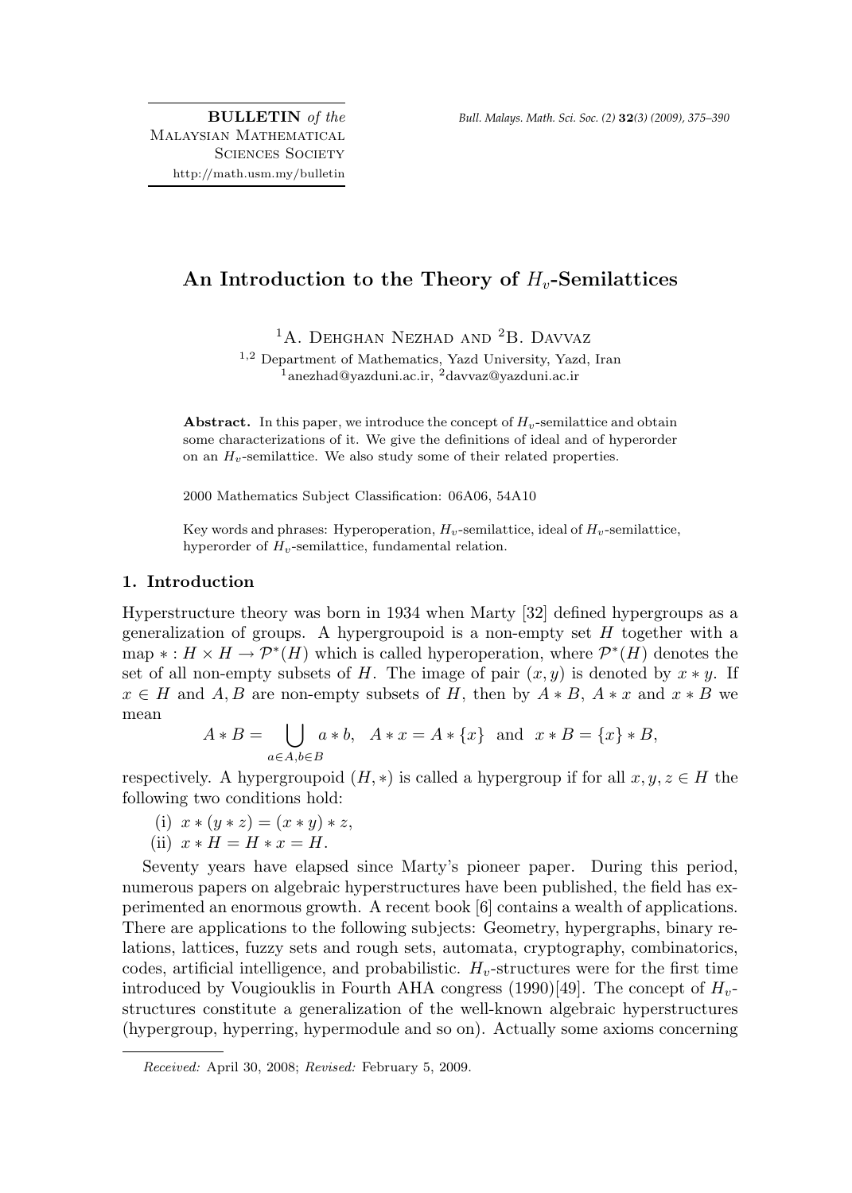# An Introduction to the Theory of $H_v$-Semilattices

[1] A. Dehghan Nezhad and [2] B. Davvaz

[1,2] Department of Mathematics, Yazd University, Yazd, Iran
[1] anezhad@yazduni.ac.ir, [2] davvaz@yazduni.ac.ir

**Abstract.** In this paper, we introduce the concept of $H_v$-semilattice and obtain some characterizations of it. We give the definitions of ideal and of hyperorder on an $H_v$-semilattice. We also study some of their related properties.

2000 Mathematics Subject Classification: 06A06, 54A10

Key words and phrases: Hyperoperation, $H_v$-semilattice, ideal of $H_v$-semilattice, hyperorder of $H_v$-semilattice, fundamental relation.

## 1. Introduction

Hyperstructure theory was born in 1934 when Marty [32] defined hypergroups as a generalization of groups. A hypergroupoid is a non-empty set $H$ together with a map $* : H \times H \to \mathcal{P}^*(H)$ which is called hyperoperation, where $\mathcal{P}^*(H)$ denotes the set of all non-empty subsets of $H$. The image of pair $(x, y)$ is denoted by $x * y$. If $x \in H$ and $A, B$ are non-empty subsets of $H$, then by $A * B$, $A * x$ and $x * B$ we mean

$$A * B = \bigcup_{a \in A, b \in B} a * b, \quad A * x = A * \{x\} \quad \text{and} \quad x * B = \{x\} * B,$$

respectively. A hypergroupoid $(H, *)$ is called a hypergroup if for all $x, y, z \in H$ the following two conditions hold:

(i) $x * (y * z) = (x * y) * z$,
(ii) $x * H = H * x = H$.

Seventy years have elapsed since Marty's pioneer paper. During this period, numerous papers on algebraic hyperstructures have been published, the field has experimented an enormous growth. A recent book [6] contains a wealth of applications. There are applications to the following subjects: Geometry, hypergraphs, binary relations, lattices, fuzzy sets and rough sets, automata, cryptography, combinatorics, codes, artificial intelligence, and probabilistic. $H_v$-structures were for the first time introduced by Vougiouklis in Fourth AHA congress (1990)[49]. The concept of $H_v$-structures constitute a generalization of the well-known algebraic hyperstructures (hypergroup, hyperring, hypermodule and so on). Actually some axioms concerning

---

*Received:* April 30, 2008; *Revised:* February 5, 2009.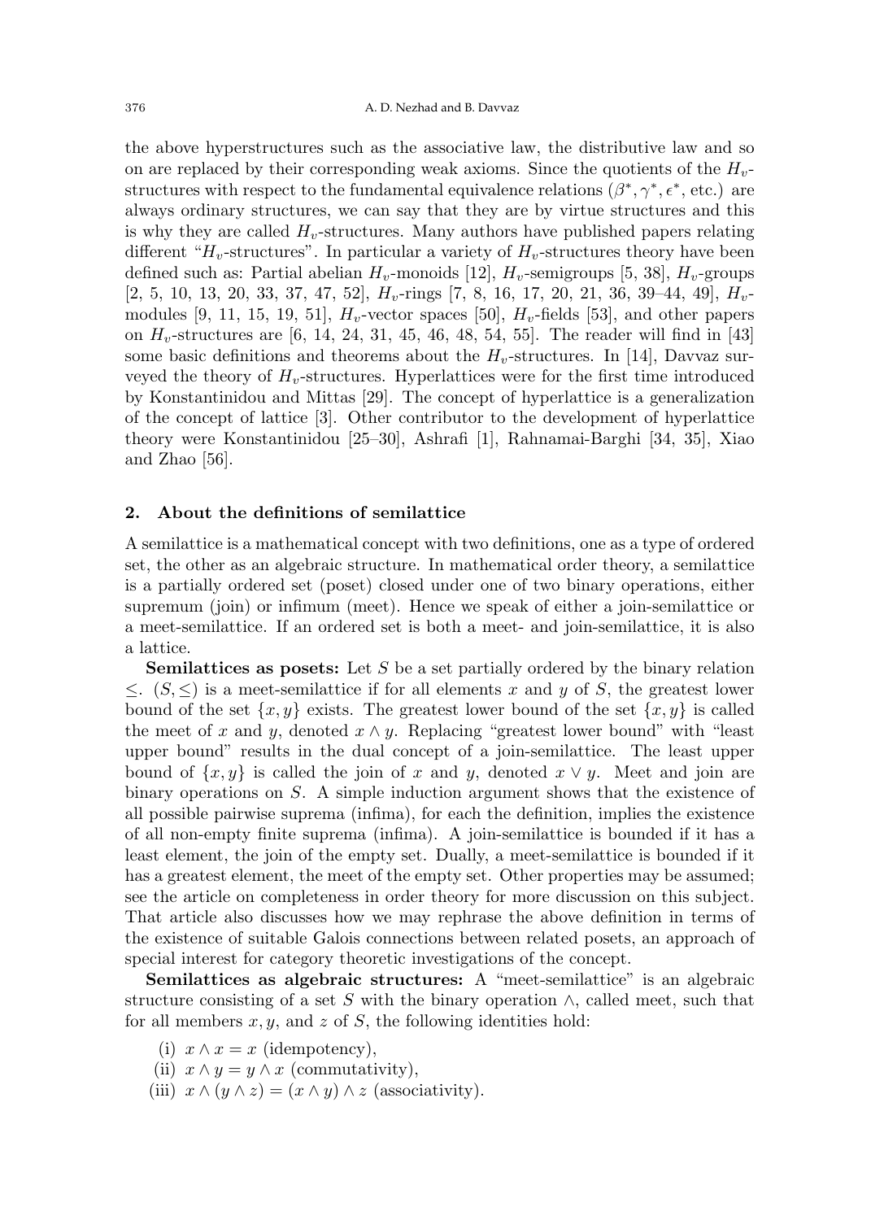the above hyperstructures such as the associative law, the distributive law and so on are replaced by their corresponding weak axioms. Since the quotients of the $H_v$-structures with respect to the fundamental equivalence relations ($\beta^*, \gamma^*, \epsilon^*$, etc.) are always ordinary structures, we can say that they are by virtue structures and this is why they are called $H_v$-structures. Many authors have published papers relating different "$H_v$-structures". In particular a variety of $H_v$-structures theory have been defined such as: Partial abelian $H_v$-monoids [12], $H_v$-semigroups [5, 38], $H_v$-groups [2, 5, 10, 13, 20, 33, 37, 47, 52], $H_v$-rings [7, 8, 16, 17, 20, 21, 36, 39–44, 49], $H_v$-modules [9, 11, 15, 19, 51], $H_v$-vector spaces [50], $H_v$-fields [53], and other papers on $H_v$-structures are [6, 14, 24, 31, 45, 46, 48, 54, 55]. The reader will find in [43] some basic definitions and theorems about the $H_v$-structures. In [14], Davvaz surveyed the theory of $H_v$-structures. Hyperlattices were for the first time introduced by Konstantinidou and Mittas [29]. The concept of hyperlattice is a generalization of the concept of lattice [3]. Other contributor to the development of hyperlattice theory were Konstantinidou [25–30], Ashrafi [1], Rahnamai-Barghi [34, 35], Xiao and Zhao [56].

## 2. About the definitions of semilattice

A semilattice is a mathematical concept with two definitions, one as a type of ordered set, the other as an algebraic structure. In mathematical order theory, a semilattice is a partially ordered set (poset) closed under one of two binary operations, either supremum (join) or infimum (meet). Hence we speak of either a join-semilattice or a meet-semilattice. If an ordered set is both a meet- and join-semilattice, it is also a lattice.

**Semilattices as posets:** Let $S$ be a set partially ordered by the binary relation $\leq$. $(S, \leq)$ is a meet-semilattice if for all elements $x$ and $y$ of $S$, the greatest lower bound of the set $\{x, y\}$ exists. The greatest lower bound of the set $\{x, y\}$ is called the meet of $x$ and $y$, denoted $x \wedge y$. Replacing "greatest lower bound" with "least upper bound" results in the dual concept of a join-semilattice. The least upper bound of $\{x, y\}$ is called the join of $x$ and $y$, denoted $x \vee y$. Meet and join are binary operations on $S$. A simple induction argument shows that the existence of all possible pairwise suprema (infima), for each the definition, implies the existence of all non-empty finite suprema (infima). A join-semilattice is bounded if it has a least element, the join of the empty set. Dually, a meet-semilattice is bounded if it has a greatest element, the meet of the empty set. Other properties may be assumed; see the article on completeness in order theory for more discussion on this subject. That article also discusses how we may rephrase the above definition in terms of the existence of suitable Galois connections between related posets, an approach of special interest for category theoretic investigations of the concept.

**Semilattices as algebraic structures:** A "meet-semilattice" is an algebraic structure consisting of a set $S$ with the binary operation $\wedge$, called meet, such that for all members $x, y$, and $z$ of $S$, the following identities hold:

(i) $x \wedge x = x$ (idempotency),

(ii) $x \wedge y = y \wedge x$ (commutativity),

(iii) $x \wedge (y \wedge z) = (x \wedge y) \wedge z$ (associativity).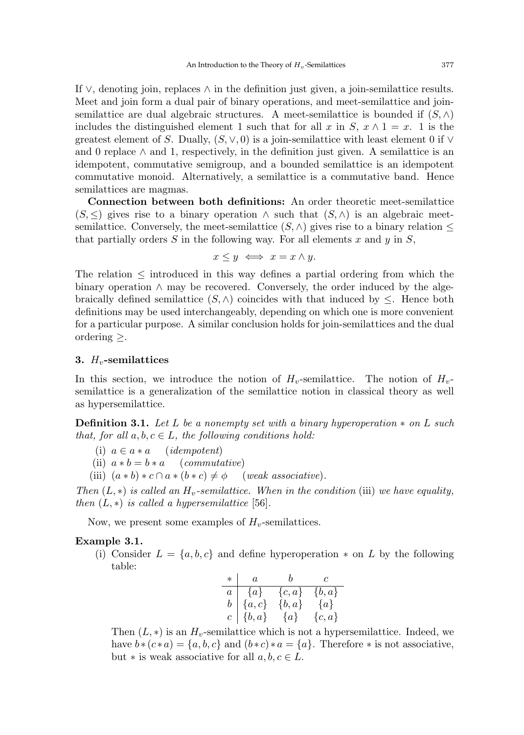If $\vee$, denoting join, replaces $\wedge$ in the definition just given, a join-semilattice results. Meet and join form a dual pair of binary operations, and meet-semilattice and join-semilattice are dual algebraic structures. A meet-semilattice is bounded if $(S, \wedge)$ includes the distinguished element 1 such that for all $x$ in $S$, $x \wedge 1 = x$. 1 is the greatest element of $S$. Dually, $(S, \vee, 0)$ is a join-semilattice with least element 0 if $\vee$ and 0 replace $\wedge$ and 1, respectively, in the definition just given. A semilattice is an idempotent, commutative semigroup, and a bounded semilattice is an idempotent commutative monoid. Alternatively, a semilattice is a commutative band. Hence semilattices are magmas.

**Connection between both definitions:** An order theoretic meet-semilattice $(S, \leq)$ gives rise to a binary operation $\wedge$ such that $(S, \wedge)$ is an algebraic meet-semilattice. Conversely, the meet-semilattice $(S, \wedge)$ gives rise to a binary relation $\leq$ that partially orders $S$ in the following way. For all elements $x$ and $y$ in $S$,

$$x \leq y \iff x = x \wedge y.$$

The relation $\leq$ introduced in this way defines a partial ordering from which the binary operation $\wedge$ may be recovered. Conversely, the order induced by the algebraically defined semilattice $(S, \wedge)$ coincides with that induced by $\leq$. Hence both definitions may be used interchangeably, depending on which one is more convenient for a particular purpose. A similar conclusion holds for join-semilattices and the dual ordering $\geq$.

## 3. $H_v$-semilattices

In this section, we introduce the notion of $H_v$-semilattice. The notion of $H_v$-semilattice is a generalization of the semilattice notion in classical theory as well as hypersemilattice.

**Definition 3.1.** *Let $L$ be a nonempty set with a binary hyperoperation $*$ on $L$ such that, for all $a, b, c \in L$, the following conditions hold:*

(i) $a \in a * a$ (*idempotent*)

(ii) $a * b = b * a$ (*commutative*)

(iii) $(a * b) * c \cap a * (b * c) \neq \phi$ (*weak associative*).

*Then $(L, *)$ is called an $H_v$-semilattice. When in the condition* (iii) *we have equality, then $(L, *)$ is called a hypersemilattice* [56].

Now, we present some examples of $H_v$-semilattices.

**Example 3.1.**

(i) Consider $L = \{a, b, c\}$ and define hyperoperation $*$ on $L$ by the following table:

| $*$ | $a$ | $b$ | $c$ |
|---|---|---|---|
| $a$ | $\{a\}$ | $\{c, a\}$ | $\{b, a\}$ |
| $b$ | $\{a, c\}$ | $\{b, a\}$ | $\{a\}$ |
| $c$ | $\{b, a\}$ | $\{a\}$ | $\{c, a\}$ |

Then $(L, *)$ is an $H_v$-semilattice which is not a hypersemilattice. Indeed, we have $b * (c * a) = \{a, b, c\}$ and $(b * c) * a = \{a\}$. Therefore $*$ is not associative, but $*$ is weak associative for all $a, b, c \in L$.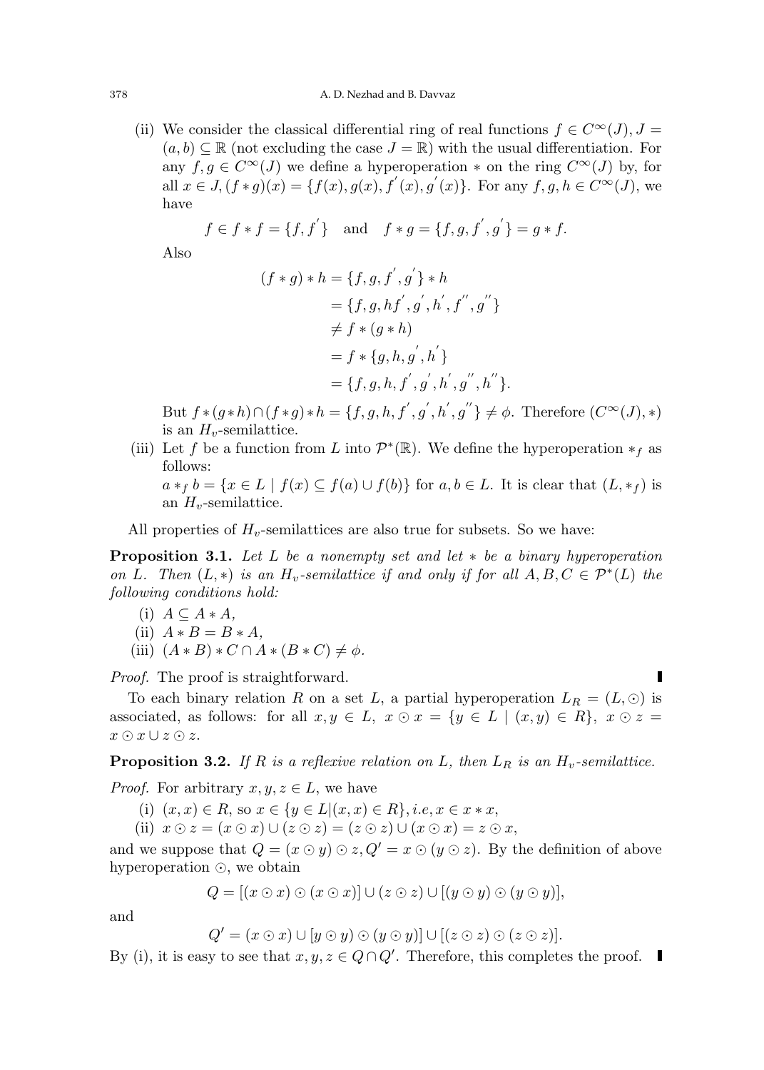(ii) We consider the classical differential ring of real functions $f \in C^{\infty}(J), J = (a, b) \subseteq \mathbb{R}$ (not excluding the case $J = \mathbb{R}$) with the usual differentiation. For any $f, g \in C^{\infty}(J)$ we define a hyperoperation $*$ on the ring $C^{\infty}(J)$ by, for all $x \in J, (f * g)(x) = \{f(x), g(x), f^{'}(x), g^{'}(x)\}$. For any $f, g, h \in C^{\infty}(J)$, we have

$$f \in f * f = \{f, f^{'}\} \quad \text{and} \quad f * g = \{f, g, f^{'}, g^{'}\} = g * f.$$

Also

$$\begin{aligned}
(f * g) * h &= \{f, g, f^{'}, g^{'}\} * h \\
&= \{f, g, hf^{'}, g^{'}, h^{'}, f^{''}, g^{''}\} \\
&\neq f * (g * h) \\
&= f * \{g, h, g^{'}, h^{'}\} \\
&= \{f, g, h, f^{'}, g^{'}, h^{'}, g^{''}, h^{''}\}.
\end{aligned}$$

But $f * (g * h) \cap (f * g) * h = \{f, g, h, f^{'}, g^{'}, h^{'}, g^{''}\} \neq \phi$. Therefore $(C^{\infty}(J), *)$ is an $H_v$-semilattice.

(iii) Let $f$ be a function from $L$ into $\mathcal{P}^*(\mathbb{R})$. We define the hyperoperation $*_f$ as follows:
$a *_f b = \{x \in L \mid f(x) \subseteq f(a) \cup f(b)\}$ for $a, b \in L$. It is clear that $(L, *_f)$ is an $H_v$-semilattice.

All properties of $H_v$-semilattices are also true for subsets. So we have:

**Proposition 3.1.** *Let $L$ be a nonempty set and let $*$ be a binary hyperoperation on $L$. Then $(L, *)$ is an $H_v$-semilattice if and only if for all $A, B, C \in \mathcal{P}^*(L)$ the following conditions hold:*

(i) $A \subseteq A * A$,

(ii) $A * B = B * A$,

(iii) $(A * B) * C \cap A * (B * C) \neq \phi$.

*Proof.* The proof is straightforward. ∎

To each binary relation $R$ on a set $L$, a partial hyperoperation $L_R = (L, \odot)$ is associated, as follows: for all $x, y \in L$, $x \odot x = \{y \in L \mid (x, y) \in R\}$, $x \odot z = x \odot x \cup z \odot z$.

**Proposition 3.2.** *If $R$ is a reflexive relation on $L$, then $L_R$ is an $H_v$-semilattice.*

*Proof.* For arbitrary $x, y, z \in L$, we have

(i) $(x, x) \in R$, so $x \in \{y \in L | (x, x) \in R\}, i.e, x \in x * x$,

(ii) $x \odot z = (x \odot x) \cup (z \odot z) = (z \odot z) \cup (x \odot x) = z \odot x$,

and we suppose that $Q = (x \odot y) \odot z, Q' = x \odot (y \odot z)$. By the definition of above hyperoperation $\odot$, we obtain

$$Q = [(x \odot x) \odot (x \odot x)] \cup (z \odot z) \cup [(y \odot y) \odot (y \odot y)],$$

and

$$Q' = (x \odot x) \cup [y \odot y) \odot (y \odot y)] \cup [(z \odot z) \odot (z \odot z)].$$

By (i), it is easy to see that $x, y, z \in Q \cap Q'$. Therefore, this completes the proof. ∎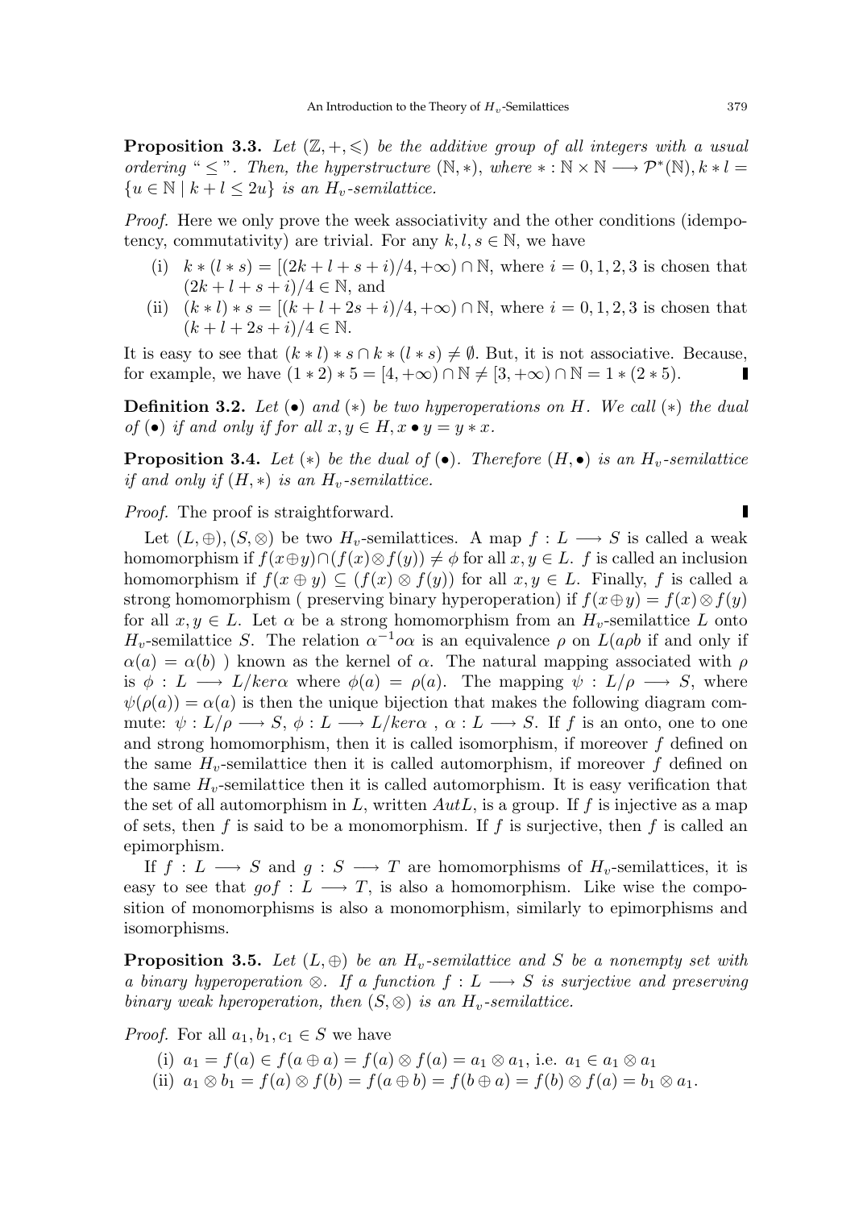**Proposition 3.3.** *Let $(\mathbb{Z}, +, \leqslant)$ be the additive group of all integers with a usual ordering " $\leq$ ". Then, the hyperstructure $(\mathbb{N}, *)$, where $* : \mathbb{N} \times \mathbb{N} \longrightarrow \mathcal{P}^*(\mathbb{N}), k * l = \{u \in \mathbb{N} \mid k + l \leq 2u\}$ is an $H_v$-semilattice.*

*Proof.* Here we only prove the week associativity and the other conditions (idempotency, commutativity) are trivial. For any $k, l, s \in \mathbb{N}$, we have

(i) $k * (l * s) = [(2k + l + s + i)/4, +\infty) \cap \mathbb{N}$, where $i = 0, 1, 2, 3$ is chosen that $(2k + l + s + i)/4 \in \mathbb{N}$, and

(ii) $(k * l) * s = [(k + l + 2s + i)/4, +\infty) \cap \mathbb{N}$, where $i = 0, 1, 2, 3$ is chosen that $(k + l + 2s + i)/4 \in \mathbb{N}$.

It is easy to see that $(k * l) * s \cap k * (l * s) \neq \emptyset$. But, it is not associative. Because, for example, we have $(1 * 2) * 5 = [4, +\infty) \cap \mathbb{N} \neq [3, +\infty) \cap \mathbb{N} = 1 * (2 * 5)$. ∎

**Definition 3.2.** *Let $(\bullet)$ and $(*)$ be two hyperoperations on $H$. We call $(*)$ the dual of $(\bullet)$ if and only if for all $x, y \in H, x \bullet y = y * x$.*

**Proposition 3.4.** *Let $(*)$ be the dual of $(\bullet)$. Therefore $(H, \bullet)$ is an $H_v$-semilattice if and only if $(H, *)$ is an $H_v$-semilattice.*

*Proof.* The proof is straightforward. ∎

Let $(L, \oplus), (S, \otimes)$ be two $H_v$-semilattices. A map $f : L \longrightarrow S$ is called a weak homomorphism if $f(x \oplus y) \cap (f(x) \otimes f(y)) \neq \phi$ for all $x, y \in L$. $f$ is called an inclusion homomorphism if $f(x \oplus y) \subseteq (f(x) \otimes f(y))$ for all $x, y \in L$. Finally, $f$ is called a strong homomorphism ( preserving binary hyperoperation) if $f(x \oplus y) = f(x) \otimes f(y)$ for all $x, y \in L$. Let $\alpha$ be a strong homomorphism from an $H_v$-semilattice $L$ onto $H_v$-semilattice $S$. The relation $\alpha^{-1} o \alpha$ is an equivalence $\rho$ on $L(a \rho b$ if and only if $\alpha(a) = \alpha(b)$ ) known as the kernel of $\alpha$. The natural mapping associated with $\rho$ is $\phi : L \longrightarrow L/ker\alpha$ where $\phi(a) = \rho(a)$. The mapping $\psi : L/\rho \longrightarrow S$, where $\psi(\rho(a)) = \alpha(a)$ is then the unique bijection that makes the following diagram commute: $\psi : L/\rho \longrightarrow S$, $\phi : L \longrightarrow L/ker\alpha$ , $\alpha : L \longrightarrow S$. If $f$ is an onto, one to one and strong homomorphism, then it is called isomorphism, if moreover $f$ defined on the same $H_v$-semilattice then it is called automorphism, if moreover $f$ defined on the same $H_v$-semilattice then it is called automorphism. It is easy verification that the set of all automorphism in $L$, written $AutL$, is a group. If $f$ is injective as a map of sets, then $f$ is said to be a monomorphism. If $f$ is surjective, then $f$ is called an epimorphism.

If $f : L \longrightarrow S$ and $g : S \longrightarrow T$ are homomorphisms of $H_v$-semilattices, it is easy to see that $gof : L \longrightarrow T$, is also a homomorphism. Like wise the composition of monomorphisms is also a monomorphism, similarly to epimorphisms and isomorphisms.

**Proposition 3.5.** *Let $(L, \oplus)$ be an $H_v$-semilattice and $S$ be a nonempty set with a binary hyperoperation $\otimes$. If a function $f : L \longrightarrow S$ is surjective and preserving binary weak hperoperation, then $(S, \otimes)$ is an $H_v$-semilattice.*

*Proof.* For all $a_1, b_1, c_1 \in S$ we have

(i) $a_1 = f(a) \in f(a \oplus a) = f(a) \otimes f(a) = a_1 \otimes a_1$, i.e. $a_1 \in a_1 \otimes a_1$

(ii) $a_1 \otimes b_1 = f(a) \otimes f(b) = f(a \oplus b) = f(b \oplus a) = f(b) \otimes f(a) = b_1 \otimes a_1$.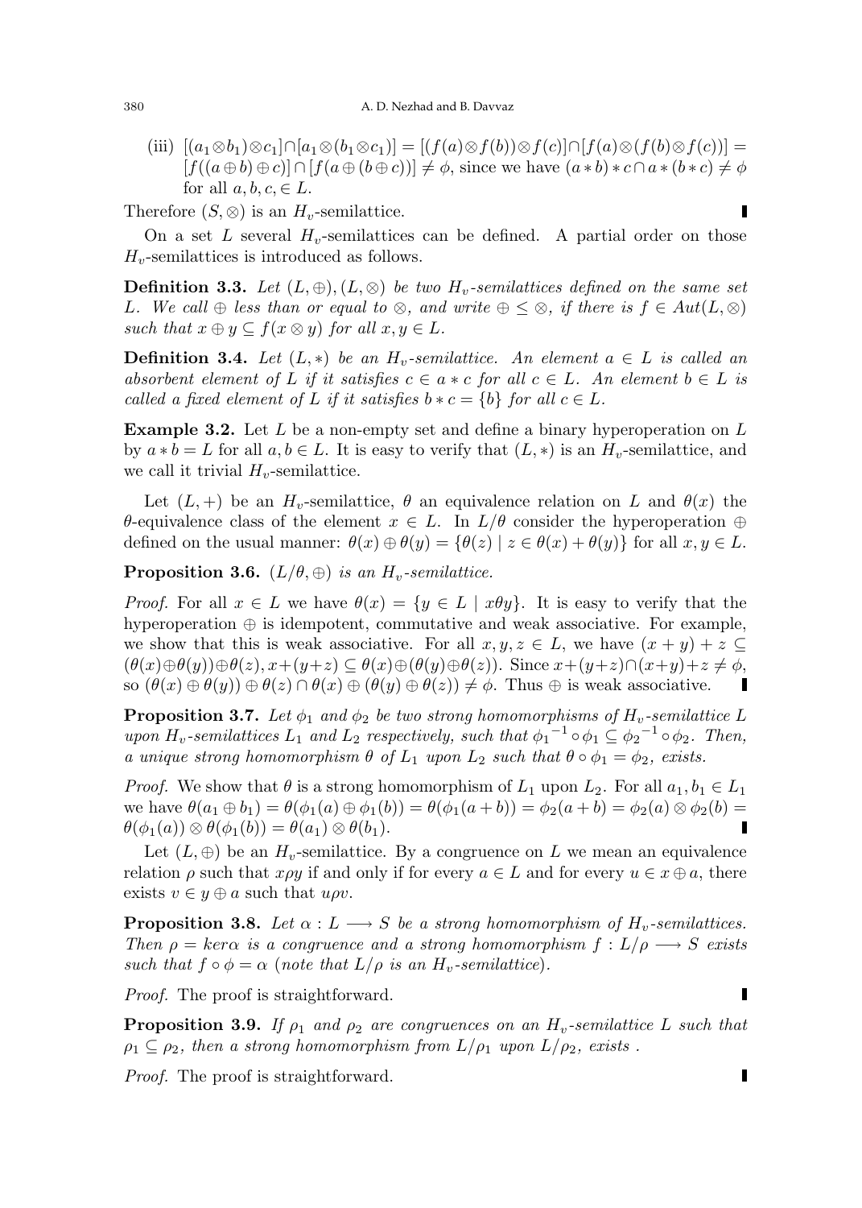(iii) $[(a_1 \otimes b_1) \otimes c_1] \cap [a_1 \otimes (b_1 \otimes c_1)] = [(f(a) \otimes f(b)) \otimes f(c)] \cap [f(a) \otimes (f(b) \otimes f(c))] = [f((a \oplus b) \oplus c)] \cap [f(a \oplus (b \oplus c))] \neq \phi$, since we have $(a * b) * c \cap a * (b * c) \neq \phi$ for all $a, b, c, \in L$.

Therefore $(S, \otimes)$ is an $H_v$-semilattice. ∎

On a set $L$ several $H_v$-semilattices can be defined. A partial order on those $H_v$-semilattices is introduced as follows.

**Definition 3.3.** *Let $(L, \oplus), (L, \otimes)$ be two $H_v$-semilattices defined on the same set $L$. We call $\oplus$ less than or equal to $\otimes$, and write $\oplus \leq \otimes$, if there is $f \in Aut(L, \otimes)$ such that $x \oplus y \subseteq f(x \otimes y)$ for all $x, y \in L$.*

**Definition 3.4.** *Let $(L, *)$ be an $H_v$-semilattice. An element $a \in L$ is called an absorbent element of $L$ if it satisfies $c \in a * c$ for all $c \in L$. An element $b \in L$ is called a fixed element of $L$ if it satisfies $b * c = \{b\}$ for all $c \in L$.*

**Example 3.2.** Let $L$ be a non-empty set and define a binary hyperoperation on $L$ by $a * b = L$ for all $a, b \in L$. It is easy to verify that $(L, *)$ is an $H_v$-semilattice, and we call it trivial $H_v$-semilattice.

Let $(L, +)$ be an $H_v$-semilattice, $\theta$ an equivalence relation on $L$ and $\theta(x)$ the $\theta$-equivalence class of the element $x \in L$. In $L/\theta$ consider the hyperoperation $\oplus$ defined on the usual manner: $\theta(x) \oplus \theta(y) = \{\theta(z) \mid z \in \theta(x) + \theta(y)\}$ for all $x, y \in L$.

**Proposition 3.6.** *$(L/\theta, \oplus)$ is an $H_v$-semilattice.*

*Proof.* For all $x \in L$ we have $\theta(x) = \{y \in L \mid x\theta y\}$. It is easy to verify that the hyperoperation $\oplus$ is idempotent, commutative and weak associative. For example, we show that this is weak associative. For all $x, y, z \in L$, we have $(x + y) + z \subseteq (\theta(x) \oplus \theta(y)) \oplus \theta(z), x + (y + z) \subseteq \theta(x) \oplus (\theta(y) \oplus \theta(z))$. Since $x + (y + z) \cap (x + y) + z \neq \phi$, so $(\theta(x) \oplus \theta(y)) \oplus \theta(z) \cap \theta(x) \oplus (\theta(y) \oplus \theta(z)) \neq \phi$. Thus $\oplus$ is weak associative. ∎

**Proposition 3.7.** *Let $\phi_1$ and $\phi_2$ be two strong homomorphisms of $H_v$-semilattice $L$ upon $H_v$-semilattices $L_1$ and $L_2$ respectively, such that ${\phi_1}^{-1} \circ \phi_1 \subseteq {\phi_2}^{-1} \circ \phi_2$. Then, a unique strong homomorphism $\theta$ of $L_1$ upon $L_2$ such that $\theta \circ \phi_1 = \phi_2$, exists.*

*Proof.* We show that $\theta$ is a strong homomorphism of $L_1$ upon $L_2$. For all $a_1, b_1 \in L_1$ we have $\theta(a_1 \oplus b_1) = \theta(\phi_1(a) \oplus \phi_1(b)) = \theta(\phi_1(a + b)) = \phi_2(a + b) = \phi_2(a) \otimes \phi_2(b) = \theta(\phi_1(a)) \otimes \theta(\phi_1(b)) = \theta(a_1) \otimes \theta(b_1)$. ∎

Let $(L, \oplus)$ be an $H_v$-semilattice. By a congruence on $L$ we mean an equivalence relation $\rho$ such that $x\rho y$ if and only if for every $a \in L$ and for every $u \in x \oplus a$, there exists $v \in y \oplus a$ such that $u\rho v$.

**Proposition 3.8.** *Let $\alpha : L \longrightarrow S$ be a strong homomorphism of $H_v$-semilattices. Then $\rho = ker\alpha$ is a congruence and a strong homomorphism $f : L/\rho \longrightarrow S$ exists such that $f \circ \phi = \alpha$ (note that $L/\rho$ is an $H_v$-semilattice).*

*Proof.* The proof is straightforward. ∎

**Proposition 3.9.** *If $\rho_1$ and $\rho_2$ are congruences on an $H_v$-semilattice $L$ such that $\rho_1 \subseteq \rho_2$, then a strong homomorphism from $L/\rho_1$ upon $L/\rho_2$, exists .*

*Proof.* The proof is straightforward. ∎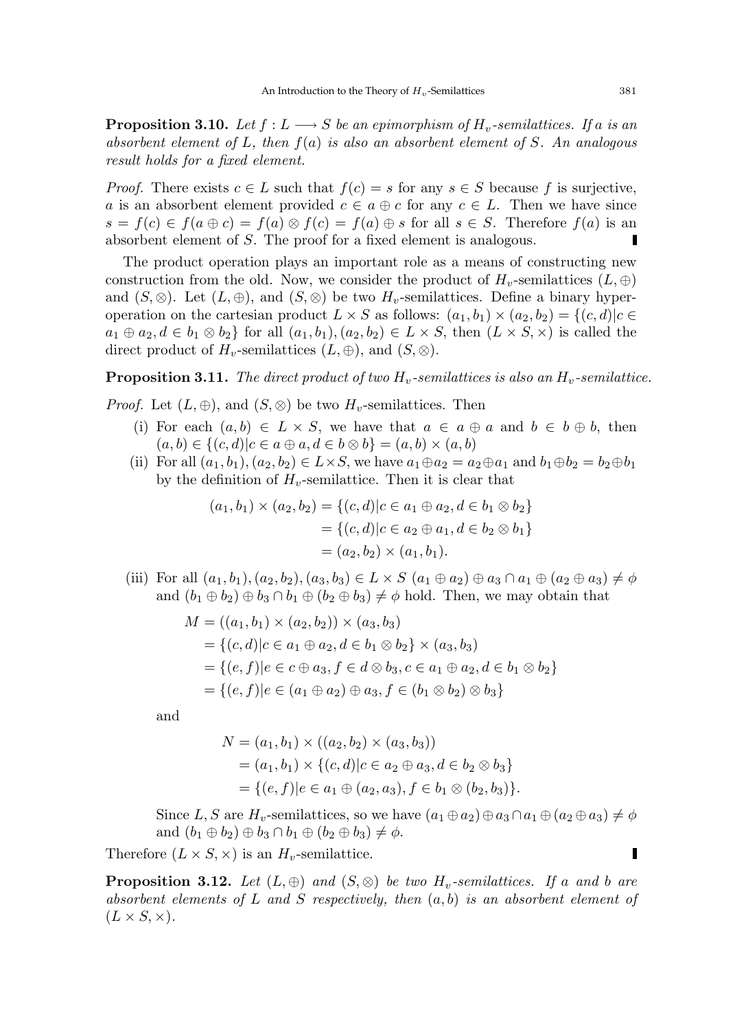**Proposition 3.10.** *Let $f : L \longrightarrow S$ be an epimorphism of $H_v$-semilattices. If $a$ is an absorbent element of $L$, then $f(a)$ is also an absorbent element of $S$. An analogous result holds for a fixed element.*

*Proof.* There exists $c \in L$ such that $f(c) = s$ for any $s \in S$ because $f$ is surjective, $a$ is an absorbent element provided $c \in a \oplus c$ for any $c \in L$. Then we have since $s = f(c) \in f(a \oplus c) = f(a) \otimes f(c) = f(a) \oplus s$ for all $s \in S$. Therefore $f(a)$ is an absorbent element of $S$. The proof for a fixed element is analogous. ∎

The product operation plays an important role as a means of constructing new construction from the old. Now, we consider the product of $H_v$-semilattices $(L, \oplus)$ and $(S, \otimes)$. Let $(L, \oplus)$, and $(S, \otimes)$ be two $H_v$-semilattices. Define a binary hyperoperation on the cartesian product $L \times S$ as follows: $(a_1, b_1) \times (a_2, b_2) = \{(c, d) | c \in a_1 \oplus a_2, d \in b_1 \otimes b_2\}$ for all $(a_1, b_1), (a_2, b_2) \in L \times S$, then $(L \times S, \times)$ is called the direct product of $H_v$-semilattices $(L, \oplus)$, and $(S, \otimes)$.

**Proposition 3.11.** *The direct product of two $H_v$-semilattices is also an $H_v$-semilattice.*

*Proof.* Let $(L, \oplus)$, and $(S, \otimes)$ be two $H_v$-semilattices. Then

(i) For each $(a, b) \in L \times S$, we have that $a \in a \oplus a$ and $b \in b \oplus b$, then $(a, b) \in \{(c, d) | c \in a \oplus a, d \in b \otimes b\} = (a, b) \times (a, b)$

(ii) For all $(a_1, b_1), (a_2, b_2) \in L \times S$, we have $a_1 \oplus a_2 = a_2 \oplus a_1$ and $b_1 \oplus b_2 = b_2 \oplus b_1$ by the definition of $H_v$-semilattice. Then it is clear that

$$\begin{aligned}
(a_1, b_1) \times (a_2, b_2) &= \{(c, d) | c \in a_1 \oplus a_2, d \in b_1 \otimes b_2\} \\
&= \{(c, d) | c \in a_2 \oplus a_1, d \in b_2 \otimes b_1\} \\
&= (a_2, b_2) \times (a_1, b_1).
\end{aligned}$$

(iii) For all $(a_1, b_1), (a_2, b_2), (a_3, b_3) \in L \times S$ $(a_1 \oplus a_2) \oplus a_3 \cap a_1 \oplus (a_2 \oplus a_3) \neq \phi$ and $(b_1 \oplus b_2) \oplus b_3 \cap b_1 \oplus (b_2 \oplus b_3) \neq \phi$ hold. Then, we may obtain that

$$\begin{aligned}
M &= ((a_1, b_1) \times (a_2, b_2)) \times (a_3, b_3) \\
&= \{(c, d) | c \in a_1 \oplus a_2, d \in b_1 \otimes b_2\} \times (a_3, b_3) \\
&= \{(e, f) | e \in c \oplus a_3, f \in d \otimes b_3, c \in a_1 \oplus a_2, d \in b_1 \otimes b_2\} \\
&= \{(e, f) | e \in (a_1 \oplus a_2) \oplus a_3, f \in (b_1 \otimes b_2) \otimes b_3\}
\end{aligned}$$

and

$$\begin{aligned}
N &= (a_1, b_1) \times ((a_2, b_2) \times (a_3, b_3)) \\
&= (a_1, b_1) \times \{(c, d) | c \in a_2 \oplus a_3, d \in b_2 \otimes b_3\} \\
&= \{(e, f) | e \in a_1 \oplus (a_2, a_3), f \in b_1 \otimes (b_2, b_3)\}.
\end{aligned}$$

Since $L, S$ are $H_v$-semilattices, so we have $(a_1 \oplus a_2) \oplus a_3 \cap a_1 \oplus (a_2 \oplus a_3) \neq \phi$ and $(b_1 \oplus b_2) \oplus b_3 \cap b_1 \oplus (b_2 \oplus b_3) \neq \phi$.

Therefore $(L \times S, \times)$ is an $H_v$-semilattice. ∎

**Proposition 3.12.** *Let $(L, \oplus)$ and $(S, \otimes)$ be two $H_v$-semilattices. If $a$ and $b$ are absorbent elements of $L$ and $S$ respectively, then $(a, b)$ is an absorbent element of $(L \times S, \times)$.*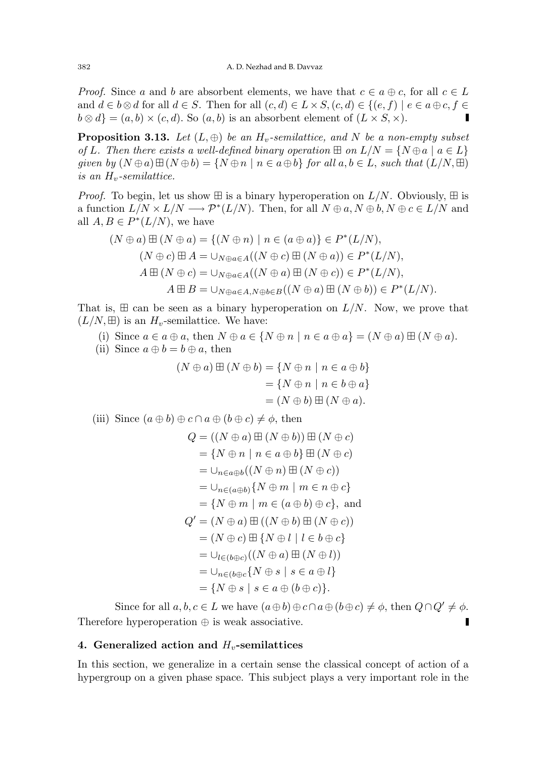*Proof.* Since $a$ and $b$ are absorbent elements, we have that $c \in a \oplus c$, for all $c \in L$ and $d \in b \otimes d$ for all $d \in S$. Then for all $(c, d) \in L \times S, (c, d) \in \{(e, f) \mid e \in a \oplus c, f \in b \otimes d\} = (a, b) \times (c, d)$. So $(a, b)$ is an absorbent element of $(L \times S, \times)$. ∎

**Proposition 3.13.** *Let $(L, \oplus)$ be an $H_v$-semilattice, and $N$ be a non-empty subset of $L$. Then there exists a well-defined binary operation $\boxplus$ on $L/N = \{N \oplus a \mid a \in L\}$ given by $(N \oplus a) \boxplus (N \oplus b) = \{N \oplus n \mid n \in a \oplus b\}$ for all $a, b \in L$, such that $(L/N, \boxplus)$ is an $H_v$-semilattice.*

*Proof.* To begin, let us show $\boxplus$ is a binary hyperoperation on $L/N$. Obviously, $\boxplus$ is a function $L/N \times L/N \longrightarrow \mathcal{P}^*(L/N)$. Then, for all $N \oplus a, N \oplus b, N \oplus c \in L/N$ and all $A, B \in P^*(L/N)$, we have

$$
\begin{aligned}
(N \oplus a) \boxplus (N \oplus a) &= \{(N \oplus n) \mid n \in (a \oplus a)\} \in P^*(L/N),\\
(N \oplus c) \boxplus A &= \cup_{N \oplus a \in A}((N \oplus c) \boxplus (N \oplus a)) \in P^*(L/N),\\
A \boxplus (N \oplus c) &= \cup_{N \oplus a \in A}((N \oplus a) \boxplus (N \oplus c)) \in P^*(L/N),\\
A \boxplus B &= \cup_{N \oplus a \in A, N \oplus b \in B}((N \oplus a) \boxplus (N \oplus b)) \in P^*(L/N).
\end{aligned}
$$

That is, $\boxplus$ can be seen as a binary hyperoperation on $L/N$. Now, we prove that $(L/N, \boxplus)$ is an $H_v$-semilattice. We have:

(i) Since $a \in a \oplus a$, then $N \oplus a \in \{N \oplus n \mid n \in a \oplus a\} = (N \oplus a) \boxplus (N \oplus a)$.

(ii) Since $a \oplus b = b \oplus a$, then

$$
\begin{aligned}
(N \oplus a) \boxplus (N \oplus b) &= \{N \oplus n \mid n \in a \oplus b\}\\
&= \{N \oplus n \mid n \in b \oplus a\}\\
&= (N \oplus b) \boxplus (N \oplus a).
\end{aligned}
$$

(iii) Since $(a \oplus b) \oplus c \cap a \oplus (b \oplus c) \neq \phi$, then

$$
\begin{aligned}
Q &= ((N \oplus a) \boxplus (N \oplus b)) \boxplus (N \oplus c)\\
&= \{N \oplus n \mid n \in a \oplus b\} \boxplus (N \oplus c)\\
&= \cup_{n \in a \oplus b}((N \oplus n) \boxplus (N \oplus c))\\
&= \cup_{n \in (a \oplus b)}\{N \oplus m \mid m \in n \oplus c\}\\
&= \{N \oplus m \mid m \in (a \oplus b) \oplus c\}, \text{ and}\\
Q' &= (N \oplus a) \boxplus ((N \oplus b) \boxplus (N \oplus c))\\
&= (N \oplus c) \boxplus \{N \oplus l \mid l \in b \oplus c\}\\
&= \cup_{l \in (b \oplus c)}((N \oplus a) \boxplus (N \oplus l))\\
&= \cup_{n \in (b \oplus c}\{N \oplus s \mid s \in a \oplus l\}\\
&= \{N \oplus s \mid s \in a \oplus (b \oplus c)\}.
\end{aligned}
$$

Since for all $a, b, c \in L$ we have $(a \oplus b) \oplus c \cap a \oplus (b \oplus c) \neq \phi$, then $Q \cap Q' \neq \phi$. Therefore hyperoperation $\oplus$ is weak associative. ∎

## 4. Generalized action and $H_v$-semilattices

In this section, we generalize in a certain sense the classical concept of action of a hypergroup on a given phase space. This subject plays a very important role in the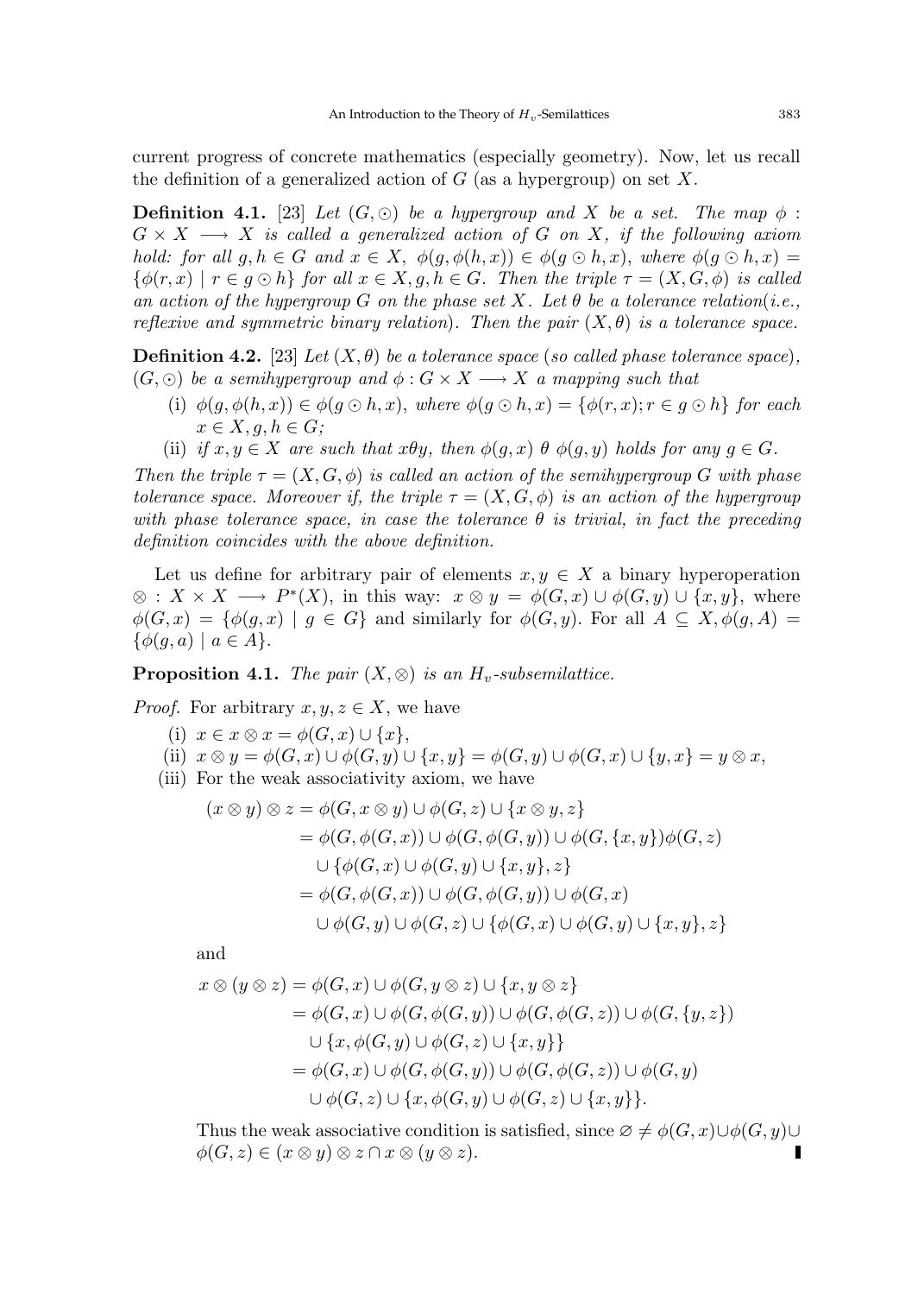current progress of concrete mathematics (especially geometry). Now, let us recall the definition of a generalized action of $G$ (as a hypergroup) on set $X$.

**Definition 4.1.** [23] *Let $(G, \odot)$ be a hypergroup and $X$ be a set. The map $\phi : G \times X \longrightarrow X$ is called a generalized action of $G$ on $X$, if the following axiom hold: for all $g, h \in G$ and $x \in X$, $\phi(g, \phi(h, x)) \in \phi(g \odot h, x)$, where $\phi(g \odot h, x) = \{\phi(r, x) \mid r \in g \odot h\}$ for all $x \in X, g, h \in G$. Then the triple $\tau = (X, G, \phi)$ is called an action of the hypergroup $G$ on the phase set $X$. Let $\theta$ be a tolerance relation(i.e., reflexive and symmetric binary relation). Then the pair $(X, \theta)$ is a tolerance space.*

**Definition 4.2.** [23] *Let $(X, \theta)$ be a tolerance space (so called phase tolerance space), $(G, \odot)$ be a semihypergroup and $\phi : G \times X \longrightarrow X$ a mapping such that*

- (i) *$\phi(g, \phi(h, x)) \in \phi(g \odot h, x)$, where $\phi(g \odot h, x) = \{\phi(r, x); r \in g \odot h\}$ for each $x \in X, g, h \in G$;*
- (ii) *if $x, y \in X$ are such that $x\theta y$, then $\phi(g, x)\ \theta\ \phi(g, y)$ holds for any $g \in G$.*

*Then the triple $\tau = (X, G, \phi)$ is called an action of the semihypergroup $G$ with phase tolerance space. Moreover if, the triple $\tau = (X, G, \phi)$ is an action of the hypergroup with phase tolerance space, in case the tolerance $\theta$ is trivial, in fact the preceding definition coincides with the above definition.*

Let us define for arbitrary pair of elements $x, y \in X$ a binary hyperoperation $\otimes : X \times X \longrightarrow P^*(X)$, in this way: $x \otimes y = \phi(G, x) \cup \phi(G, y) \cup \{x, y\}$, where $\phi(G, x) = \{\phi(g, x) \mid g \in G\}$ and similarly for $\phi(G, y)$. For all $A \subseteq X, \phi(g, A) = \{\phi(g, a) \mid a \in A\}$.

**Proposition 4.1.** *The pair $(X, \otimes)$ is an $H_v$-subsemilattice.*

*Proof.* For arbitrary $x, y, z \in X$, we have

- (i) $x \in x \otimes x = \phi(G, x) \cup \{x\}$,
- (ii) $x \otimes y = \phi(G, x) \cup \phi(G, y) \cup \{x, y\} = \phi(G, y) \cup \phi(G, x) \cup \{y, x\} = y \otimes x$,
- (iii) For the weak associativity axiom, we have

$$
\begin{aligned}
(x \otimes y) \otimes z &= \phi(G, x \otimes y) \cup \phi(G, z) \cup \{x \otimes y, z\} \\
&= \phi(G, \phi(G, x)) \cup \phi(G, \phi(G, y)) \cup \phi(G, \{x, y\})\phi(G, z) \\
&\quad \cup \{\phi(G, x) \cup \phi(G, y) \cup \{x, y\}, z\} \\
&= \phi(G, \phi(G, x)) \cup \phi(G, \phi(G, y)) \cup \phi(G, x) \\
&\quad \cup \phi(G, y) \cup \phi(G, z) \cup \{\phi(G, x) \cup \phi(G, y) \cup \{x, y\}, z\}
\end{aligned}
$$

and

$$
\begin{aligned}
x \otimes (y \otimes z) &= \phi(G, x) \cup \phi(G, y \otimes z) \cup \{x, y \otimes z\} \\
&= \phi(G, x) \cup \phi(G, \phi(G, y)) \cup \phi(G, \phi(G, z)) \cup \phi(G, \{y, z\}) \\
&\quad \cup \{x, \phi(G, y) \cup \phi(G, z) \cup \{x, y\}\} \\
&= \phi(G, x) \cup \phi(G, \phi(G, y)) \cup \phi(G, \phi(G, z)) \cup \phi(G, y) \\
&\quad \cup \phi(G, z) \cup \{x, \phi(G, y) \cup \phi(G, z) \cup \{x, y\}\}.
\end{aligned}
$$

Thus the weak associative condition is satisfied, since $\varnothing \neq \phi(G, x) \cup \phi(G, y) \cup \phi(G, z) \in (x \otimes y) \otimes z \cap x \otimes (y \otimes z)$. ∎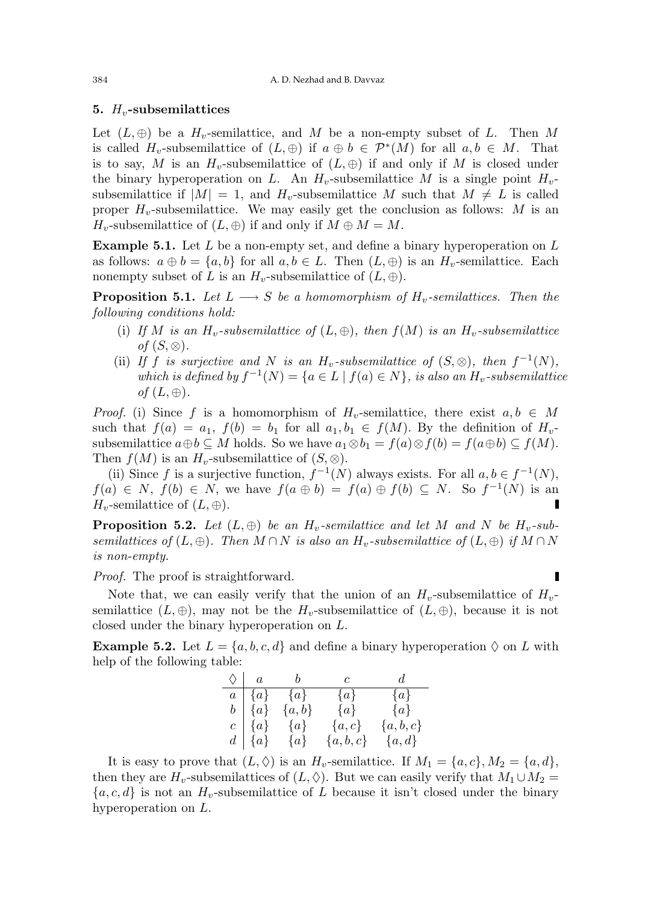## 5. $H_v$-subsemilattices

Let $(L, \oplus)$ be a $H_v$-semilattice, and $M$ be a non-empty subset of $L$. Then $M$ is called $H_v$-subsemilattice of $(L, \oplus)$ if $a \oplus b \in \mathcal{P}^*(M)$ for all $a, b \in M$. That is to say, $M$ is an $H_v$-subsemilattice of $(L, \oplus)$ if and only if $M$ is closed under the binary hyperoperation on $L$. An $H_v$-subsemilattice $M$ is a single point $H_v$-subsemilattice if $|M| = 1$, and $H_v$-subsemilattice $M$ such that $M \neq L$ is called proper $H_v$-subsemilattice. We may easily get the conclusion as follows: $M$ is an $H_v$-subsemilattice of $(L, \oplus)$ if and only if $M \oplus M = M$.

**Example 5.1.** Let $L$ be a non-empty set, and define a binary hyperoperation on $L$ as follows: $a \oplus b = \{a, b\}$ for all $a, b \in L$. Then $(L, \oplus)$ is an $H_v$-semilattice. Each nonempty subset of $L$ is an $H_v$-subsemilattice of $(L, \oplus)$.

**Proposition 5.1.** *Let $L \longrightarrow S$ be a homomorphism of $H_v$-semilattices. Then the following conditions hold:*

(i) *If $M$ is an $H_v$-subsemilattice of $(L, \oplus)$, then $f(M)$ is an $H_v$-subsemilattice of $(S, \otimes)$.*

(ii) *If $f$ is surjective and $N$ is an $H_v$-subsemilattice of $(S, \otimes)$, then $f^{-1}(N)$, which is defined by $f^{-1}(N) = \{a \in L \mid f(a) \in N\}$, is also an $H_v$-subsemilattice of $(L, \oplus)$.*

*Proof.* (i) Since $f$ is a homomorphism of $H_v$-semilattice, there exist $a, b \in M$ such that $f(a) = a_1$, $f(b) = b_1$ for all $a_1, b_1 \in f(M)$. By the definition of $H_v$-subsemilattice $a \oplus b \subseteq M$ holds. So we have $a_1 \otimes b_1 = f(a) \otimes f(b) = f(a \oplus b) \subseteq f(M)$. Then $f(M)$ is an $H_v$-subsemilattice of $(S, \otimes)$.

(ii) Since $f$ is a surjective function, $f^{-1}(N)$ always exists. For all $a, b \in f^{-1}(N)$, $f(a) \in N$, $f(b) \in N$, we have $f(a \oplus b) = f(a) \oplus f(b) \subseteq N$. So $f^{-1}(N)$ is an $H_v$-semilattice of $(L, \oplus)$. ∎

**Proposition 5.2.** *Let $(L, \oplus)$ be an $H_v$-semilattice and let $M$ and $N$ be $H_v$-subsemilattices of $(L, \oplus)$. Then $M \cap N$ is also an $H_v$-subsemilattice of $(L, \oplus)$ if $M \cap N$ is non-empty.*

*Proof.* The proof is straightforward. ∎

Note that, we can easily verify that the union of an $H_v$-subsemilattice of $H_v$-semilattice $(L, \oplus)$, may not be the $H_v$-subsemilattice of $(L, \oplus)$, because it is not closed under the binary hyperoperation on $L$.

**Example 5.2.** Let $L = \{a, b, c, d\}$ and define a binary hyperoperation $\lozenge$ on $L$ with help of the following table:

| $\lozenge$ | $a$ | $b$ | $c$ | $d$ |
|---|---|---|---|---|
| $a$ | $\{a\}$ | $\{a\}$ | $\{a\}$ | $\{a\}$ |
| $b$ | $\{a\}$ | $\{a, b\}$ | $\{a\}$ | $\{a\}$ |
| $c$ | $\{a\}$ | $\{a\}$ | $\{a, c\}$ | $\{a, b, c\}$ |
| $d$ | $\{a\}$ | $\{a\}$ | $\{a, b, c\}$ | $\{a, d\}$ |

It is easy to prove that $(L, \lozenge)$ is an $H_v$-semilattice. If $M_1 = \{a, c\}, M_2 = \{a, d\}$, then they are $H_v$-subsemilattices of $(L, \lozenge)$. But we can easily verify that $M_1 \cup M_2 = \{a, c, d\}$ is not an $H_v$-subsemilattice of $L$ because it isn't closed under the binary hyperoperation on $L$.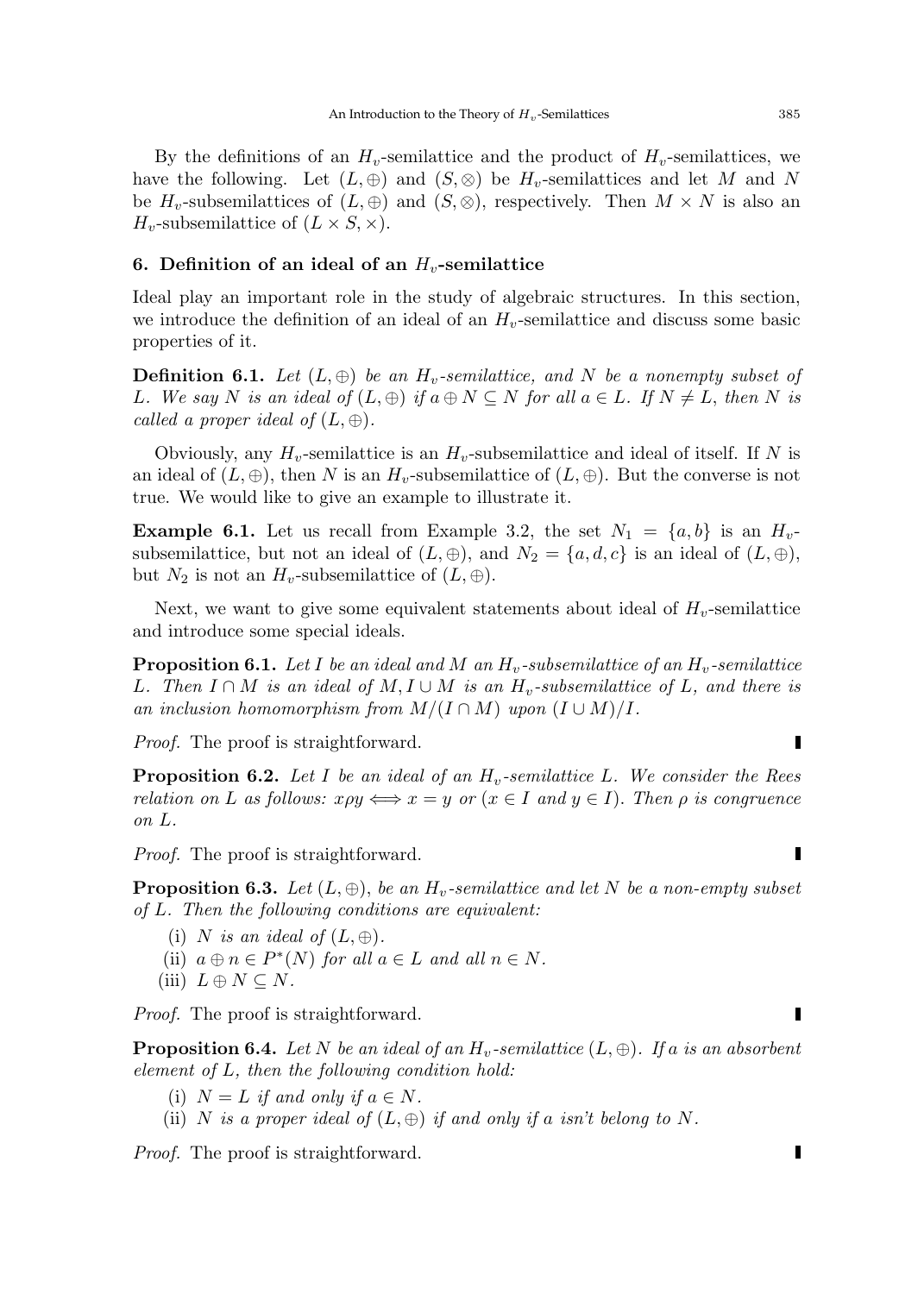By the definitions of an $H_v$-semilattice and the product of $H_v$-semilattices, we have the following. Let $(L, \oplus)$ and $(S, \otimes)$ be $H_v$-semilattices and let $M$ and $N$ be $H_v$-subsemilattices of $(L, \oplus)$ and $(S, \otimes)$, respectively. Then $M \times N$ is also an $H_v$-subsemilattice of $(L \times S, \times)$.

## 6. Definition of an ideal of an $H_v$-semilattice

Ideal play an important role in the study of algebraic structures. In this section, we introduce the definition of an ideal of an $H_v$-semilattice and discuss some basic properties of it.

**Definition 6.1.** *Let $(L, \oplus)$ be an $H_v$-semilattice, and $N$ be a nonempty subset of $L$. We say $N$ is an ideal of $(L, \oplus)$ if $a \oplus N \subseteq N$ for all $a \in L$. If $N \neq L$, then $N$ is called a proper ideal of $(L, \oplus)$.*

Obviously, any $H_v$-semilattice is an $H_v$-subsemilattice and ideal of itself. If $N$ is an ideal of $(L, \oplus)$, then $N$ is an $H_v$-subsemilattice of $(L, \oplus)$. But the converse is not true. We would like to give an example to illustrate it.

**Example 6.1.** Let us recall from Example 3.2, the set $N_1 = \{a, b\}$ is an $H_v$-subsemilattice, but not an ideal of $(L, \oplus)$, and $N_2 = \{a, d, c\}$ is an ideal of $(L, \oplus)$, but $N_2$ is not an $H_v$-subsemilattice of $(L, \oplus)$.

Next, we want to give some equivalent statements about ideal of $H_v$-semilattice and introduce some special ideals.

**Proposition 6.1.** *Let $I$ be an ideal and $M$ an $H_v$-subsemilattice of an $H_v$-semilattice $L$. Then $I \cap M$ is an ideal of $M, I \cup M$ is an $H_v$-subsemilattice of $L$, and there is an inclusion homomorphism from $M/(I \cap M)$ upon $(I \cup M)/I$.*

*Proof.* The proof is straightforward. ∎

**Proposition 6.2.** *Let $I$ be an ideal of an $H_v$-semilattice $L$. We consider the Rees relation on $L$ as follows: $x \rho y \Longleftrightarrow x = y$ or ($x \in I$ and $y \in I$). Then $\rho$ is congruence on $L$.*

*Proof.* The proof is straightforward. ∎

**Proposition 6.3.** *Let $(L, \oplus)$, be an $H_v$-semilattice and let $N$ be a non-empty subset of $L$. Then the following conditions are equivalent:*

(i) *$N$ is an ideal of $(L, \oplus)$.*

(ii) *$a \oplus n \in P^*(N)$ for all $a \in L$ and all $n \in N$.*

(iii) *$L \oplus N \subseteq N$.*

*Proof.* The proof is straightforward. ∎

**Proposition 6.4.** *Let $N$ be an ideal of an $H_v$-semilattice $(L, \oplus)$. If $a$ is an absorbent element of $L$, then the following condition hold:*

(i) *$N = L$ if and only if $a \in N$.*

(ii) *$N$ is a proper ideal of $(L, \oplus)$ if and only if $a$ isn't belong to $N$.*

*Proof.* The proof is straightforward. ∎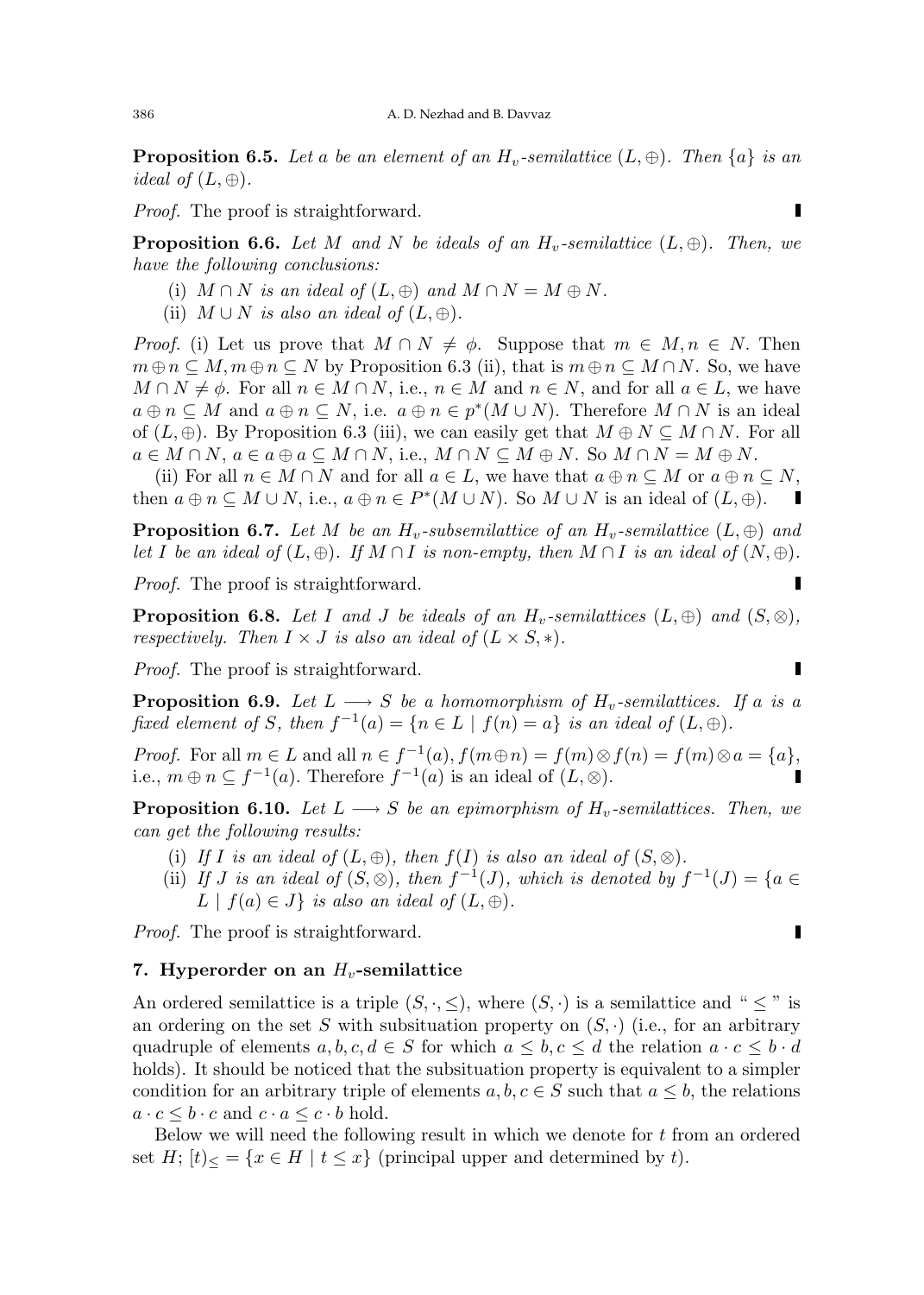**Proposition 6.5.** *Let $a$ be an element of an $H_v$-semilattice $(L, \oplus)$. Then $\{a\}$ is an ideal of $(L, \oplus)$.*

*Proof.* The proof is straightforward. ∎

**Proposition 6.6.** *Let $M$ and $N$ be ideals of an $H_v$-semilattice $(L, \oplus)$. Then, we have the following conclusions:*

(i) *$M \cap N$ is an ideal of $(L, \oplus)$ and $M \cap N = M \oplus N$.*

(ii) *$M \cup N$ is also an ideal of $(L, \oplus)$.*

*Proof.* (i) Let us prove that $M \cap N \neq \phi$. Suppose that $m \in M, n \in N$. Then $m \oplus n \subseteq M, m \oplus n \subseteq N$ by Proposition 6.3 (ii), that is $m \oplus n \subseteq M \cap N$. So, we have $M \cap N \neq \phi$. For all $n \in M \cap N$, i.e., $n \in M$ and $n \in N$, and for all $a \in L$, we have $a \oplus n \subseteq M$ and $a \oplus n \subseteq N$, i.e. $a \oplus n \in p^*(M \cup N)$. Therefore $M \cap N$ is an ideal of $(L, \oplus)$. By Proposition 6.3 (iii), we can easily get that $M \oplus N \subseteq M \cap N$. For all $a \in M \cap N$, $a \in a \oplus a \subseteq M \cap N$, i.e., $M \cap N \subseteq M \oplus N$. So $M \cap N = M \oplus N$.

(ii) For all $n \in M \cap N$ and for all $a \in L$, we have that $a \oplus n \subseteq M$ or $a \oplus n \subseteq N$, then $a \oplus n \subseteq M \cup N$, i.e., $a \oplus n \in P^*(M \cup N)$. So $M \cup N$ is an ideal of $(L, \oplus)$. ∎

**Proposition 6.7.** *Let $M$ be an $H_v$-subsemilattice of an $H_v$-semilattice $(L, \oplus)$ and let $I$ be an ideal of $(L, \oplus)$. If $M \cap I$ is non-empty, then $M \cap I$ is an ideal of $(N, \oplus)$.*

*Proof.* The proof is straightforward. ∎

**Proposition 6.8.** *Let $I$ and $J$ be ideals of an $H_v$-semilattices $(L, \oplus)$ and $(S, \otimes)$, respectively. Then $I \times J$ is also an ideal of $(L \times S, *)$.*

*Proof.* The proof is straightforward. ∎

**Proposition 6.9.** *Let $L \longrightarrow S$ be a homomorphism of $H_v$-semilattices. If $a$ is a fixed element of $S$, then $f^{-1}(a) = \{n \in L \mid f(n) = a\}$ is an ideal of $(L, \oplus)$.*

*Proof.* For all $m \in L$ and all $n \in f^{-1}(a)$, $f(m \oplus n) = f(m) \otimes f(n) = f(m) \otimes a = \{a\}$, i.e., $m \oplus n \subseteq f^{-1}(a)$. Therefore $f^{-1}(a)$ is an ideal of $(L, \otimes)$. ∎

**Proposition 6.10.** *Let $L \longrightarrow S$ be an epimorphism of $H_v$-semilattices. Then, we can get the following results:*

(i) *If $I$ is an ideal of $(L, \oplus)$, then $f(I)$ is also an ideal of $(S, \otimes)$.*

(ii) *If $J$ is an ideal of $(S, \otimes)$, then $f^{-1}(J)$, which is denoted by $f^{-1}(J) = \{a \in L \mid f(a) \in J\}$ is also an ideal of $(L, \oplus)$.*

*Proof.* The proof is straightforward. ∎

## 7. Hyperorder on an $H_v$-semilattice

An ordered semilattice is a triple $(S, \cdot, \leq)$, where $(S, \cdot)$ is a semilattice and " $\leq$ " is an ordering on the set $S$ with subsituation property on $(S, \cdot)$ (i.e., for an arbitrary quadruple of elements $a, b, c, d \in S$ for which $a \leq b, c \leq d$ the relation $a \cdot c \leq b \cdot d$ holds). It should be noticed that the subsituation property is equivalent to a simpler condition for an arbitrary triple of elements $a, b, c \in S$ such that $a \leq b$, the relations $a \cdot c \leq b \cdot c$ and $c \cdot a \leq c \cdot b$ hold.

Below we will need the following result in which we denote for $t$ from an ordered set $H$; $[t)_{\leq} = \{x \in H \mid t \leq x\}$ (principal upper and determined by $t$).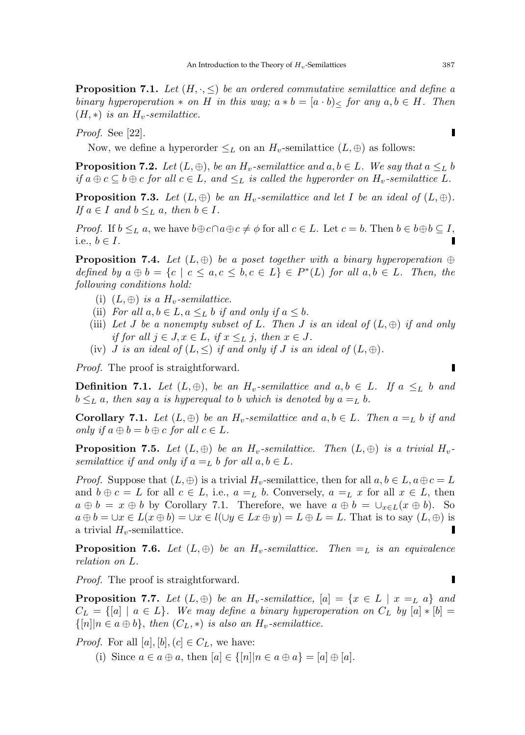**Proposition 7.1.** *Let $(H, \cdot, \leq)$ be an ordered commutative semilattice and define a binary hyperoperation $*$ on $H$ in this way; $a * b = [a \cdot b)_{\leq}$ for any $a, b \in H$. Then $(H, *)$ is an $H_v$-semilattice.*

*Proof.* See [22]. ∎

Now, we define a hyperorder $\leq_L$ on an $H_v$-semilattice $(L, \oplus)$ as follows:

**Proposition 7.2.** *Let $(L, \oplus)$, be an $H_v$-semilattice and $a, b \in L$. We say that $a \leq_L b$ if $a \oplus c \subseteq b \oplus c$ for all $c \in L$, and $\leq_L$ is called the hyperorder on $H_v$-semilattice $L$.*

**Proposition 7.3.** *Let $(L, \oplus)$ be an $H_v$-semilattice and let $I$ be an ideal of $(L, \oplus)$. If $a \in I$ and $b \leq_L a$, then $b \in I$.*

*Proof.* If $b \leq_L a$, we have $b \oplus c \cap a \oplus c \neq \phi$ for all $c \in L$. Let $c = b$. Then $b \in b \oplus b \subseteq I$, i.e., $b \in I$. ∎

**Proposition 7.4.** *Let $(L, \oplus)$ be a poset together with a binary hyperoperation $\oplus$ defined by $a \oplus b = \{c \mid c \leq a, c \leq b, c \in L\} \in P^*(L)$ for all $a, b \in L$. Then, the following conditions hold:*

- (i) *$(L, \oplus)$ is a $H_v$-semilattice.*
- (ii) *For all $a, b \in L, a \leq_L b$ if and only if $a \leq b$.*
- (iii) *Let $J$ be a nonempty subset of $L$. Then $J$ is an ideal of $(L, \oplus)$ if and only if for all $j \in J, x \in L$, if $x \leq_L j$, then $x \in J$.*
- (iv) *$J$ is an ideal of $(L, \leq)$ if and only if $J$ is an ideal of $(L, \oplus)$.*

*Proof.* The proof is straightforward. ∎

**Definition 7.1.** *Let $(L, \oplus)$, be an $H_v$-semilattice and $a, b \in L$. If $a \leq_L b$ and $b \leq_L a$, then say $a$ is hyperequal to $b$ which is denoted by $a =_L b$.*

**Corollary 7.1.** *Let $(L, \oplus)$ be an $H_v$-semilattice and $a, b \in L$. Then $a =_L b$ if and only if $a \oplus b = b \oplus c$ for all $c \in L$.*

**Proposition 7.5.** *Let $(L, \oplus)$ be an $H_v$-semilattice. Then $(L, \oplus)$ is a trivial $H_v$-semilattice if and only if $a =_L b$ for all $a, b \in L$.*

*Proof.* Suppose that $(L, \oplus)$ is a trivial $H_v$-semilattice, then for all $a, b \in L, a \oplus c = L$ and $b \oplus c = L$ for all $c \in L$, i.e., $a =_L b$. Conversely, $a =_L x$ for all $x \in L$, then $a \oplus b = x \oplus b$ by Corollary 7.1. Therefore, we have $a \oplus b = \cup_{x \in L}(x \oplus b)$. So $a \oplus b = \cup x \in L(x \oplus b) = \cup x \in l(\cup y \in Lx \oplus y) = L \oplus L = L$. That is to say $(L, \oplus)$ is a trivial $H_v$-semilattice. ∎

**Proposition 7.6.** *Let $(L, \oplus)$ be an $H_v$-semilattice. Then $=_L$ is an equivalence relation on $L$.*

*Proof.* The proof is straightforward. ∎

**Proposition 7.7.** *Let $(L, \oplus)$ be an $H_v$-semilattice, $[a] = \{x \in L \mid x =_L a\}$ and $C_L = \{[a] \mid a \in L\}$. We may define a binary hyperoperation on $C_L$ by $[a] * [b] = \{[n] | n \in a \oplus b\}$, then $(C_L, *)$ is also an $H_v$-semilattice.*

*Proof.* For all $[a], [b], (c] \in C_L$, we have:

- (i) Since $a \in a \oplus a$, then $[a] \in \{[n] | n \in a \oplus a\} = [a] \oplus [a]$.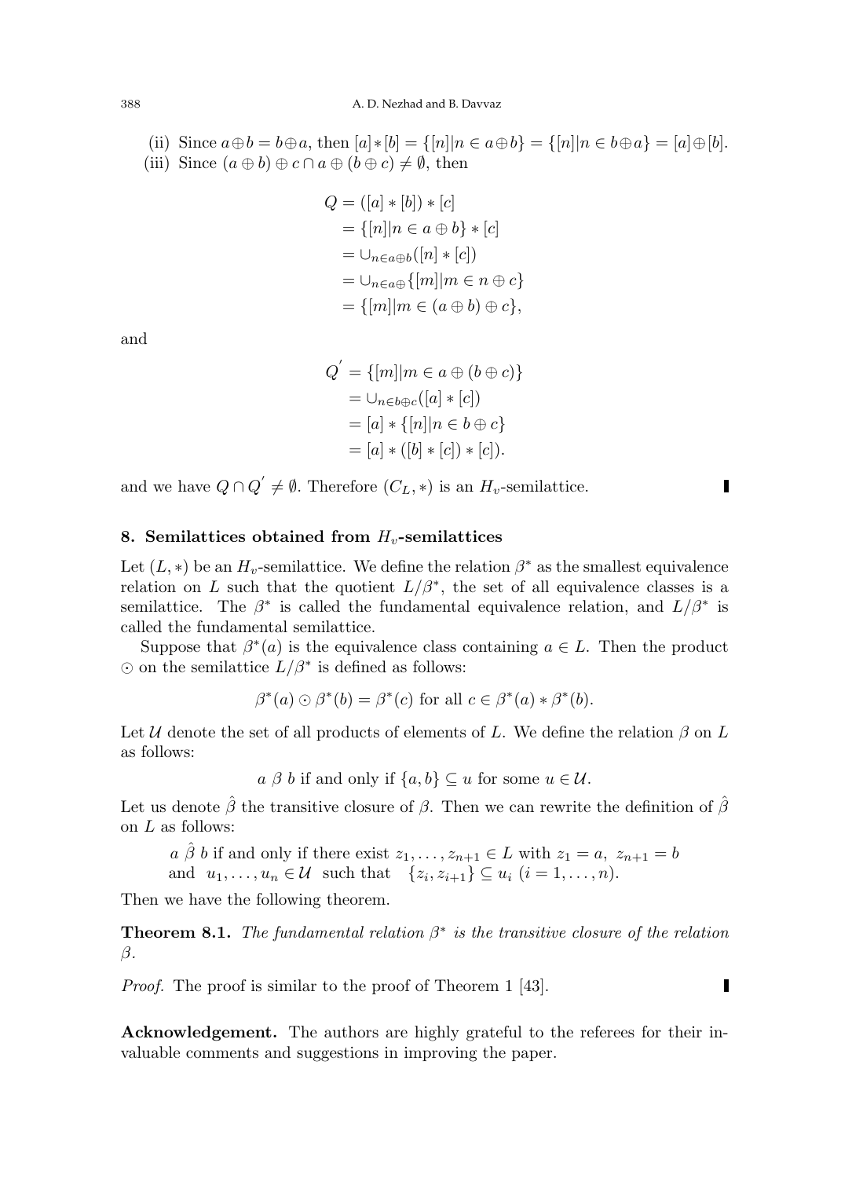(ii) Since $a \oplus b = b \oplus a$, then $[a] * [b] = \{[n] | n \in a \oplus b\} = \{[n] | n \in b \oplus a\} = [a] \oplus [b]$.

(iii) Since $(a \oplus b) \oplus c \cap a \oplus (b \oplus c) \neq \emptyset$, then

$$
\begin{aligned}
Q &= ([a] * [b]) * [c] \\
&= \{[n] | n \in a \oplus b\} * [c] \\
&= \cup_{n \in a \oplus b}([n] * [c]) \\
&= \cup_{n \in a \oplus} \{[m] | m \in n \oplus c\} \\
&= \{[m] | m \in (a \oplus b) \oplus c\},
\end{aligned}
$$

and

$$
\begin{aligned}
Q^{'} &= \{[m] | m \in a \oplus (b \oplus c)\} \\
&= \cup_{n \in b \oplus c}([a] * [c]) \\
&= [a] * \{[n] | n \in b \oplus c\} \\
&= [a] * ([b] * [c]) * [c]).
\end{aligned}
$$

and we have $Q \cap Q^{'} \neq \emptyset$. Therefore $(C_L, *)$ is an $H_v$-semilattice. ∎

## 8. Semilattices obtained from $H_v$-semilattices

Let $(L, *)$ be an $H_v$-semilattice. We define the relation $\beta^*$ as the smallest equivalence relation on $L$ such that the quotient $L/\beta^*$, the set of all equivalence classes is a semilattice. The $\beta^*$ is called the fundamental equivalence relation, and $L/\beta^*$ is called the fundamental semilattice.

Suppose that $\beta^*(a)$ is the equivalence class containing $a \in L$. Then the product $\odot$ on the semilattice $L/\beta^*$ is defined as follows:

$$\beta^*(a) \odot \beta^*(b) = \beta^*(c) \text{ for all } c \in \beta^*(a) * \beta^*(b).$$

Let $\mathcal{U}$ denote the set of all products of elements of $L$. We define the relation $\beta$ on $L$ as follows:

$$a \ \beta \ b \text{ if and only if } \{a, b\} \subseteq u \text{ for some } u \in \mathcal{U}.$$

Let us denote $\hat{\beta}$ the transitive closure of $\beta$. Then we can rewrite the definition of $\hat{\beta}$ on $L$ as follows:

$a \ \hat{\beta} \ b$ if and only if there exist $z_1, \ldots, z_{n+1} \in L$ with $z_1 = a, \ z_{n+1} = b$ and $u_1, \ldots, u_n \in \mathcal{U}$ such that $\{z_i, z_{i+1}\} \subseteq u_i \ (i = 1, \ldots, n)$.

Then we have the following theorem.

**Theorem 8.1.** *The fundamental relation $\beta^*$ is the transitive closure of the relation $\beta$.*

*Proof.* The proof is similar to the proof of Theorem 1 [43]. ∎

**Acknowledgement.** The authors are highly grateful to the referees for their invaluable comments and suggestions in improving the paper.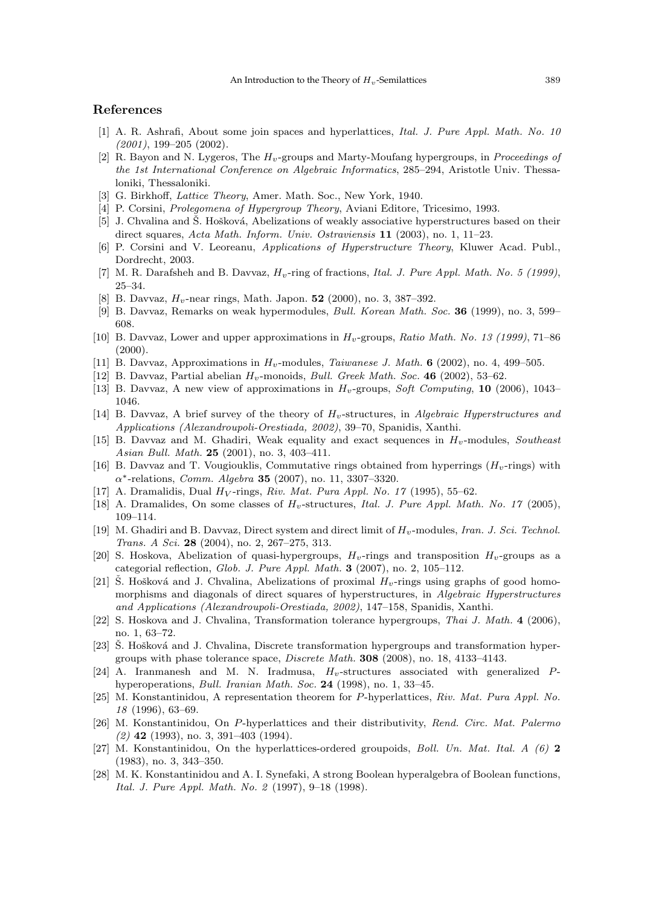## References

[1] A. R. Ashrafi, About some join spaces and hyperlattices, *Ital. J. Pure Appl. Math. No. 10 (2001)*, 199–205 (2002).

[2] R. Bayon and N. Lygeros, The $H_v$-groups and Marty-Moufang hypergroups, in *Proceedings of the 1st International Conference on Algebraic Informatics*, 285–294, Aristotle Univ. Thessaloniki, Thessaloniki.

[3] G. Birkhoff, *Lattice Theory*, Amer. Math. Soc., New York, 1940.

[4] P. Corsini, *Prolegomena of Hypergroup Theory*, Aviani Editore, Tricesimo, 1993.

[5] J. Chvalina and Š. Hošková, Abelizations of weakly associative hyperstructures based on their direct squares, *Acta Math. Inform. Univ. Ostraviensis* **11** (2003), no. 1, 11–23.

[6] P. Corsini and V. Leoreanu, *Applications of Hyperstructure Theory*, Kluwer Acad. Publ., Dordrecht, 2003.

[7] M. R. Darafsheh and B. Davvaz, $H_v$-ring of fractions, *Ital. J. Pure Appl. Math. No. 5 (1999)*, 25–34.

[8] B. Davvaz, $H_v$-near rings, Math. Japon. **52** (2000), no. 3, 387–392.

[9] B. Davvaz, Remarks on weak hypermodules, *Bull. Korean Math. Soc.* **36** (1999), no. 3, 599–608.

[10] B. Davvaz, Lower and upper approximations in $H_v$-groups, *Ratio Math. No. 13 (1999)*, 71–86 (2000).

[11] B. Davvaz, Approximations in $H_v$-modules, *Taiwanese J. Math.* **6** (2002), no. 4, 499–505.

[12] B. Davvaz, Partial abelian $H_v$-monoids, *Bull. Greek Math. Soc.* **46** (2002), 53–62.

[13] B. Davvaz, A new view of approximations in $H_v$-groups, *Soft Computing*, **10** (2006), 1043–1046.

[14] B. Davvaz, A brief survey of the theory of $H_v$-structures, in *Algebraic Hyperstructures and Applications (Alexandroupoli-Orestiada, 2002)*, 39–70, Spanidis, Xanthi.

[15] B. Davvaz and M. Ghadiri, Weak equality and exact sequences in $H_v$-modules, *Southeast Asian Bull. Math.* **25** (2001), no. 3, 403–411.

[16] B. Davvaz and T. Vougiouklis, Commutative rings obtained from hyperrings ($H_v$-rings) with $\alpha^*$-relations, *Comm. Algebra* **35** (2007), no. 11, 3307–3320.

[17] A. Dramalidis, Dual $H_V$-rings, *Riv. Mat. Pura Appl. No. 17* (1995), 55–62.

[18] A. Dramalides, On some classes of $H_v$-structures, *Ital. J. Pure Appl. Math. No. 17* (2005), 109–114.

[19] M. Ghadiri and B. Davvaz, Direct system and direct limit of $H_v$-modules, *Iran. J. Sci. Technol. Trans. A Sci.* **28** (2004), no. 2, 267–275, 313.

[20] S. Hoskova, Abelization of quasi-hypergroups, $H_v$-rings and transposition $H_v$-groups as a categorial reflection, *Glob. J. Pure Appl. Math.* **3** (2007), no. 2, 105–112.

[21] Š. Hošková and J. Chvalina, Abelizations of proximal $H_v$-rings using graphs of good homomorphisms and diagonals of direct squares of hyperstructures, in *Algebraic Hyperstructures and Applications (Alexandroupoli-Orestiada, 2002)*, 147–158, Spanidis, Xanthi.

[22] S. Hoskova and J. Chvalina, Transformation tolerance hypergroups, *Thai J. Math.* **4** (2006), no. 1, 63–72.

[23] Š. Hošková and J. Chvalina, Discrete transformation hypergroups and transformation hypergroups with phase tolerance space, *Discrete Math.* **308** (2008), no. 18, 4133–4143.

[24] A. Iranmanesh and M. N. Iradmusa, $H_v$-structures associated with generalized $P$-hyperoperations, *Bull. Iranian Math. Soc.* **24** (1998), no. 1, 33–45.

[25] M. Konstantinidou, A representation theorem for $P$-hyperlattices, *Riv. Mat. Pura Appl. No. 18* (1996), 63–69.

[26] M. Konstantinidou, On $P$-hyperlattices and their distributivity, *Rend. Circ. Mat. Palermo (2)* **42** (1993), no. 3, 391–403 (1994).

[27] M. Konstantinidou, On the hyperlattices-ordered groupoids, *Boll. Un. Mat. Ital. A (6)* **2** (1983), no. 3, 343–350.

[28] M. K. Konstantinidou and A. I. Synefaki, A strong Boolean hyperalgebra of Boolean functions, *Ital. J. Pure Appl. Math. No. 2* (1997), 9–18 (1998).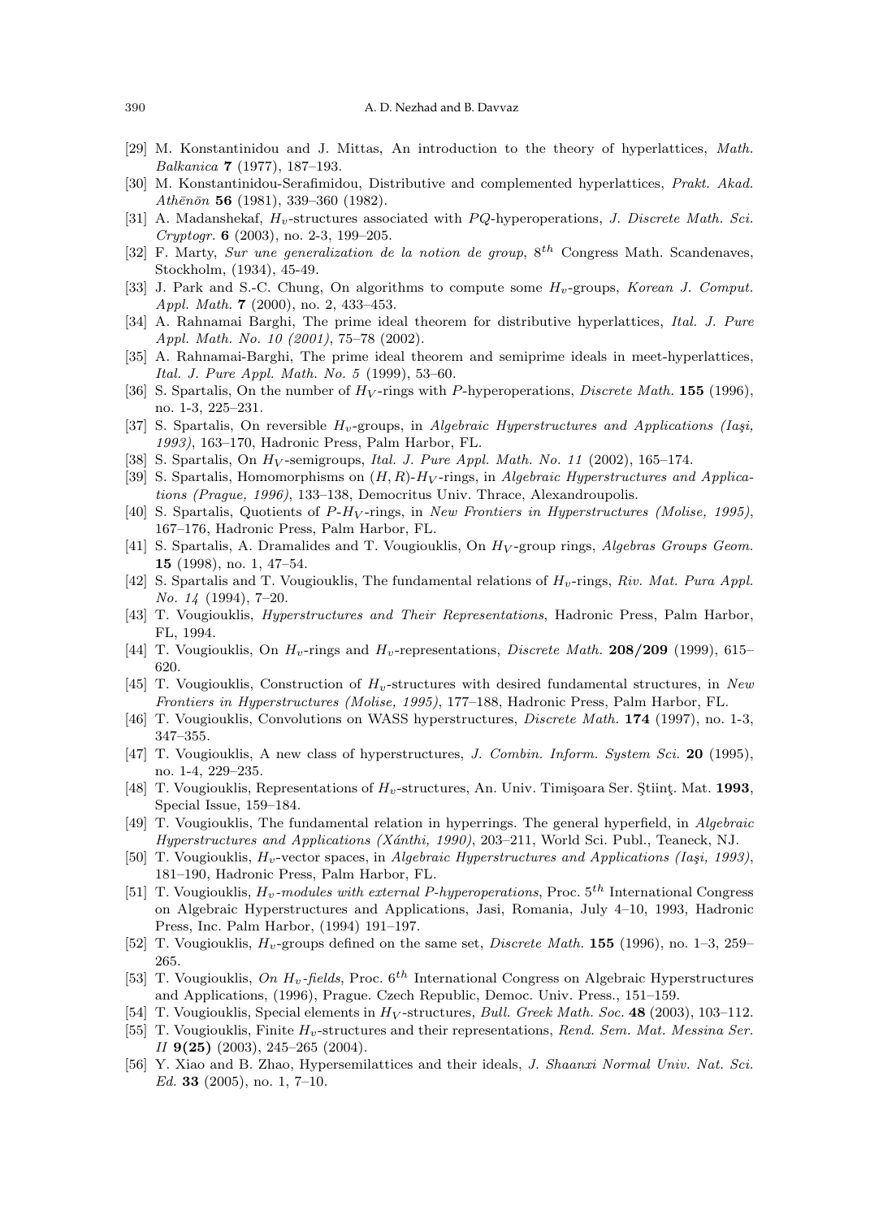[29] M. Konstantinidou and J. Mittas, An introduction to the theory of hyperlattices, *Math. Balkanica* **7** (1977), 187–193.

[30] M. Konstantinidou-Serafimidou, Distributive and complemented hyperlattices, *Prakt. Akad. Athēnōn* **56** (1981), 339–360 (1982).

[31] A. Madanshekaf, $H_v$-structures associated with $PQ$-hyperoperations, *J. Discrete Math. Sci. Cryptogr.* **6** (2003), no. 2-3, 199–205.

[32] F. Marty, *Sur une generalization de la notion de group*, $8^{th}$ Congress Math. Scandenaves, Stockholm, (1934), 45-49.

[33] J. Park and S.-C. Chung, On algorithms to compute some $H_v$-groups, *Korean J. Comput. Appl. Math.* **7** (2000), no. 2, 433–453.

[34] A. Rahnamai Barghi, The prime ideal theorem for distributive hyperlattices, *Ital. J. Pure Appl. Math. No. 10 (2001)*, 75–78 (2002).

[35] A. Rahnamai-Barghi, The prime ideal theorem and semiprime ideals in meet-hyperlattices, *Ital. J. Pure Appl. Math. No. 5* (1999), 53–60.

[36] S. Spartalis, On the number of $H_V$-rings with $P$-hyperoperations, *Discrete Math.* **155** (1996), no. 1-3, 225–231.

[37] S. Spartalis, On reversible $H_v$-groups, in *Algebraic Hyperstructures and Applications (Iaşi, 1993)*, 163–170, Hadronic Press, Palm Harbor, FL.

[38] S. Spartalis, On $H_V$-semigroups, *Ital. J. Pure Appl. Math. No. 11* (2002), 165–174.

[39] S. Spartalis, Homomorphisms on $(H, R)$-$H_V$-rings, in *Algebraic Hyperstructures and Applications (Prague, 1996)*, 133–138, Democritus Univ. Thrace, Alexandroupolis.

[40] S. Spartalis, Quotients of $P$-$H_V$-rings, in *New Frontiers in Hyperstructures (Molise, 1995)*, 167–176, Hadronic Press, Palm Harbor, FL.

[41] S. Spartalis, A. Dramalides and T. Vougiouklis, On $H_V$-group rings, *Algebras Groups Geom.* **15** (1998), no. 1, 47–54.

[42] S. Spartalis and T. Vougiouklis, The fundamental relations of $H_v$-rings, *Riv. Mat. Pura Appl. No. 14* (1994), 7–20.

[43] T. Vougiouklis, *Hyperstructures and Their Representations*, Hadronic Press, Palm Harbor, FL, 1994.

[44] T. Vougiouklis, On $H_v$-rings and $H_v$-representations, *Discrete Math.* **208/209** (1999), 615–620.

[45] T. Vougiouklis, Construction of $H_v$-structures with desired fundamental structures, in *New Frontiers in Hyperstructures (Molise, 1995)*, 177–188, Hadronic Press, Palm Harbor, FL.

[46] T. Vougiouklis, Convolutions on WASS hyperstructures, *Discrete Math.* **174** (1997), no. 1-3, 347–355.

[47] T. Vougiouklis, A new class of hyperstructures, *J. Combin. Inform. System Sci.* **20** (1995), no. 1-4, 229–235.

[48] T. Vougiouklis, Representations of $H_v$-structures, An. Univ. Timişoara Ser. Ştiinţ. Mat. **1993**, Special Issue, 159–184.

[49] T. Vougiouklis, The fundamental relation in hyperrings. The general hyperfield, in *Algebraic Hyperstructures and Applications (Xánthi, 1990)*, 203–211, World Sci. Publ., Teaneck, NJ.

[50] T. Vougiouklis, $H_v$-vector spaces, in *Algebraic Hyperstructures and Applications (Iaşi, 1993)*, 181–190, Hadronic Press, Palm Harbor, FL.

[51] T. Vougiouklis, *$H_v$-modules with external P-hyperoperations*, Proc. $5^{th}$ International Congress on Algebraic Hyperstructures and Applications, Jasi, Romania, July 4–10, 1993, Hadronic Press, Inc. Palm Harbor, (1994) 191–197.

[52] T. Vougiouklis, $H_v$-groups defined on the same set, *Discrete Math.* **155** (1996), no. 1–3, 259–265.

[53] T. Vougiouklis, *On $H_v$-fields*, Proc. $6^{th}$ International Congress on Algebraic Hyperstructures and Applications, (1996), Prague. Czech Republic, Democ. Univ. Press., 151–159.

[54] T. Vougiouklis, Special elements in $H_V$-structures, *Bull. Greek Math. Soc.* **48** (2003), 103–112.

[55] T. Vougiouklis, Finite $H_v$-structures and their representations, *Rend. Sem. Mat. Messina Ser. II* **9(25)** (2003), 245–265 (2004).

[56] Y. Xiao and B. Zhao, Hypersemilattices and their ideals, *J. Shaanxi Normal Univ. Nat. Sci. Ed.* **33** (2005), no. 1, 7–10.